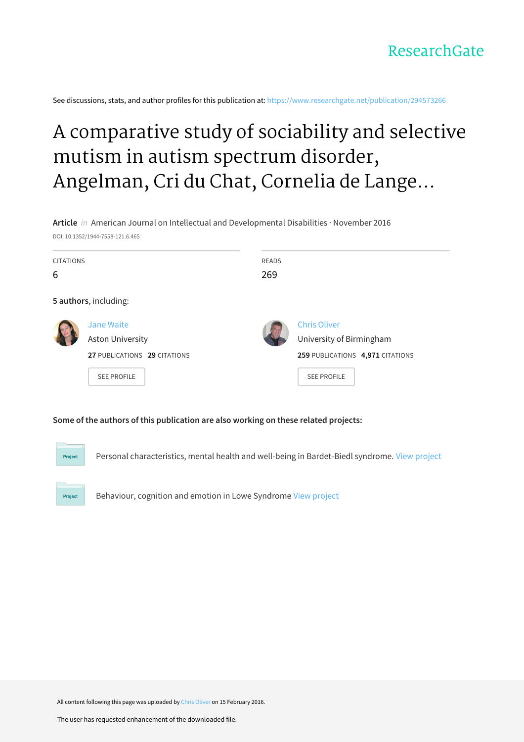ResearchGate

See discussions, stats, and author profiles for this publication at: https://www.researchgate.net/publication/294573266

# A comparative study of sociability and selective mutism in autism spectrum disorder, Angelman, Cri du Chat, Cornelia de Lange...

**Article** *in* American Journal on Intellectual and Developmental Disabilities · November 2016

DOI: 10.1352/1944-7558-121.6.465

| CITATIONS | READS |
| --- | --- |
| 6 | 269 |

**5 authors**, including:

Jane Waite
Aston University
**27** PUBLICATIONS **29** CITATIONS
SEE PROFILE

Chris Oliver
University of Birmingham
**259** PUBLICATIONS **4,971** CITATIONS
SEE PROFILE

**Some of the authors of this publication are also working on these related projects:**

Project: Personal characteristics, mental health and well-being in Bardet-Biedl syndrome. View project

Project: Behaviour, cognition and emotion in Lowe Syndrome View project

All content following this page was uploaded by Chris Oliver on 15 February 2016.

The user has requested enhancement of the downloaded file.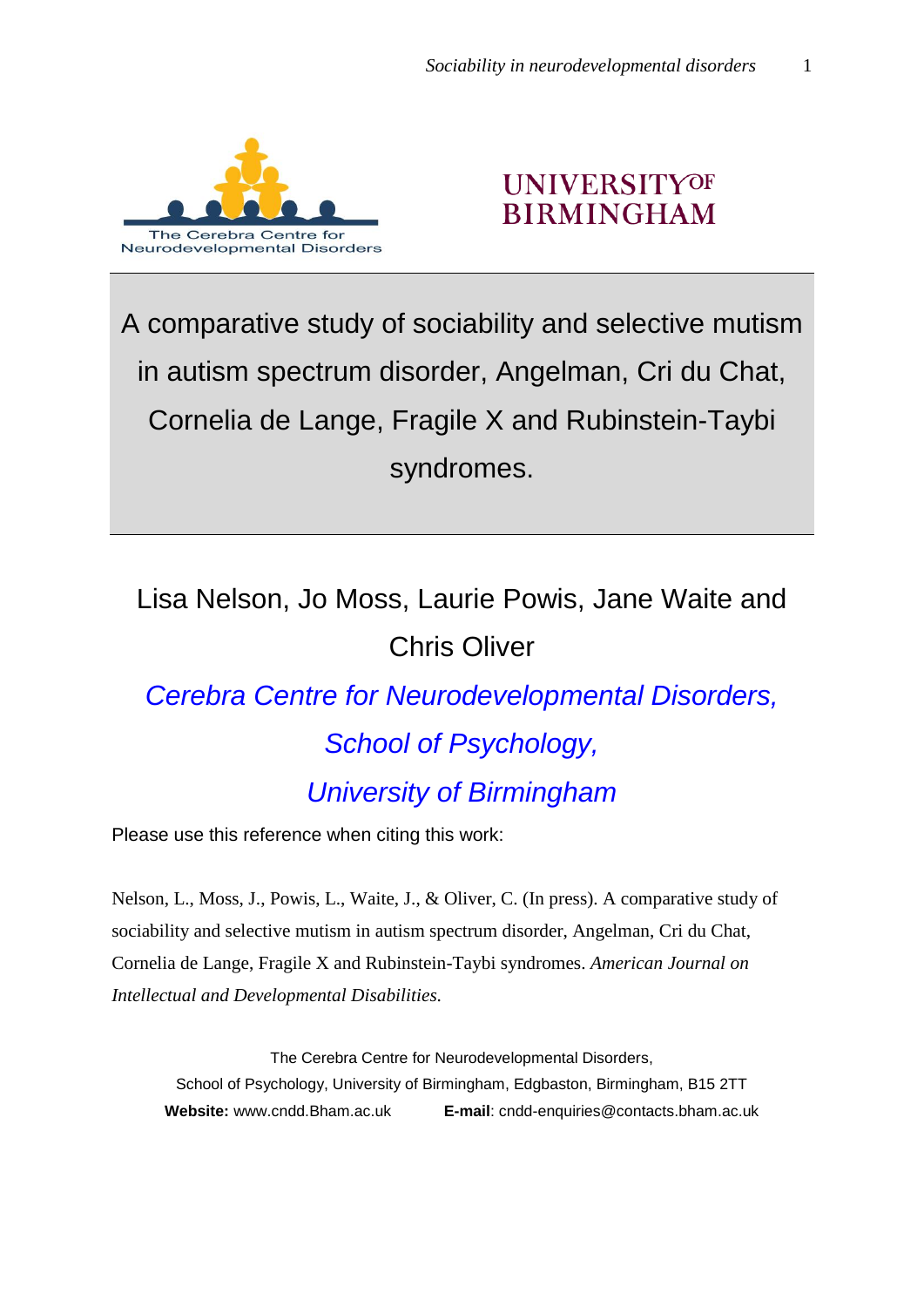The Cerebra Centre for Neurodevelopmental Disorders

UNIVERSITY OF BIRMINGHAM

# A comparative study of sociability and selective mutism in autism spectrum disorder, Angelman, Cri du Chat, Cornelia de Lange, Fragile X and Rubinstein-Taybi syndromes.

Lisa Nelson, Jo Moss, Laurie Powis, Jane Waite and Chris Oliver

*Cerebra Centre for Neurodevelopmental Disorders, School of Psychology, University of Birmingham*

Please use this reference when citing this work:

Nelson, L., Moss, J., Powis, L., Waite, J., & Oliver, C. (In press). A comparative study of sociability and selective mutism in autism spectrum disorder, Angelman, Cri du Chat, Cornelia de Lange, Fragile X and Rubinstein-Taybi syndromes. *American Journal on Intellectual and Developmental Disabilities.*

The Cerebra Centre for Neurodevelopmental Disorders,
School of Psychology, University of Birmingham, Edgbaston, Birmingham, B15 2TT
**Website:** www.cndd.Bham.ac.uk **E-mail**: cndd-enquiries@contacts.bham.ac.uk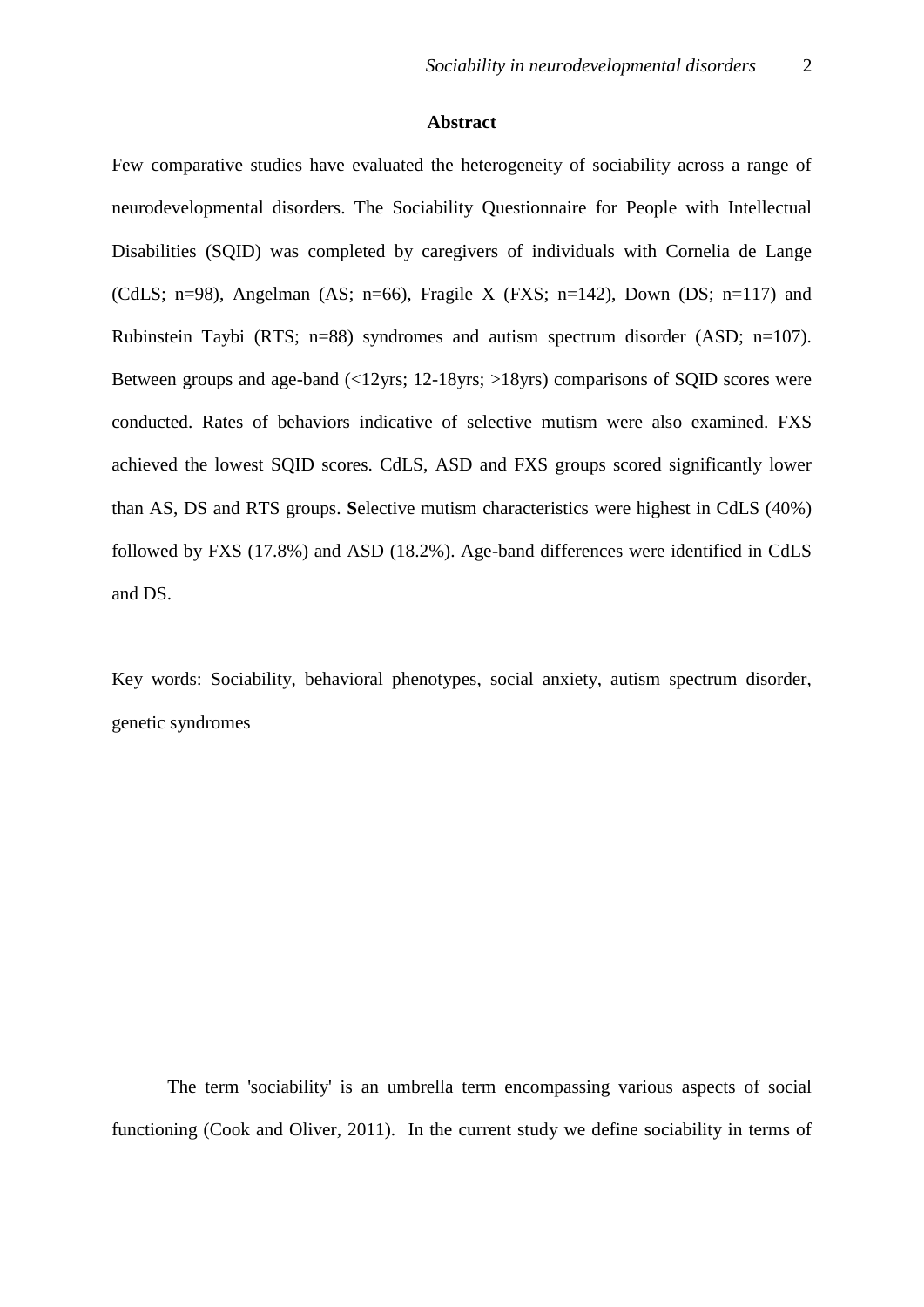## Abstract

Few comparative studies have evaluated the heterogeneity of sociability across a range of neurodevelopmental disorders. The Sociability Questionnaire for People with Intellectual Disabilities (SQID) was completed by caregivers of individuals with Cornelia de Lange (CdLS; n=98), Angelman (AS; n=66), Fragile X (FXS; n=142), Down (DS; n=117) and Rubinstein Taybi (RTS; n=88) syndromes and autism spectrum disorder (ASD; n=107). Between groups and age-band (<12yrs; 12-18yrs; >18yrs) comparisons of SQID scores were conducted. Rates of behaviors indicative of selective mutism were also examined. FXS achieved the lowest SQID scores. CdLS, ASD and FXS groups scored significantly lower than AS, DS and RTS groups. **S**elective mutism characteristics were highest in CdLS (40%) followed by FXS (17.8%) and ASD (18.2%). Age-band differences were identified in CdLS and DS.

Key words: Sociability, behavioral phenotypes, social anxiety, autism spectrum disorder, genetic syndromes

The term 'sociability' is an umbrella term encompassing various aspects of social functioning (Cook and Oliver, 2011). In the current study we define sociability in terms of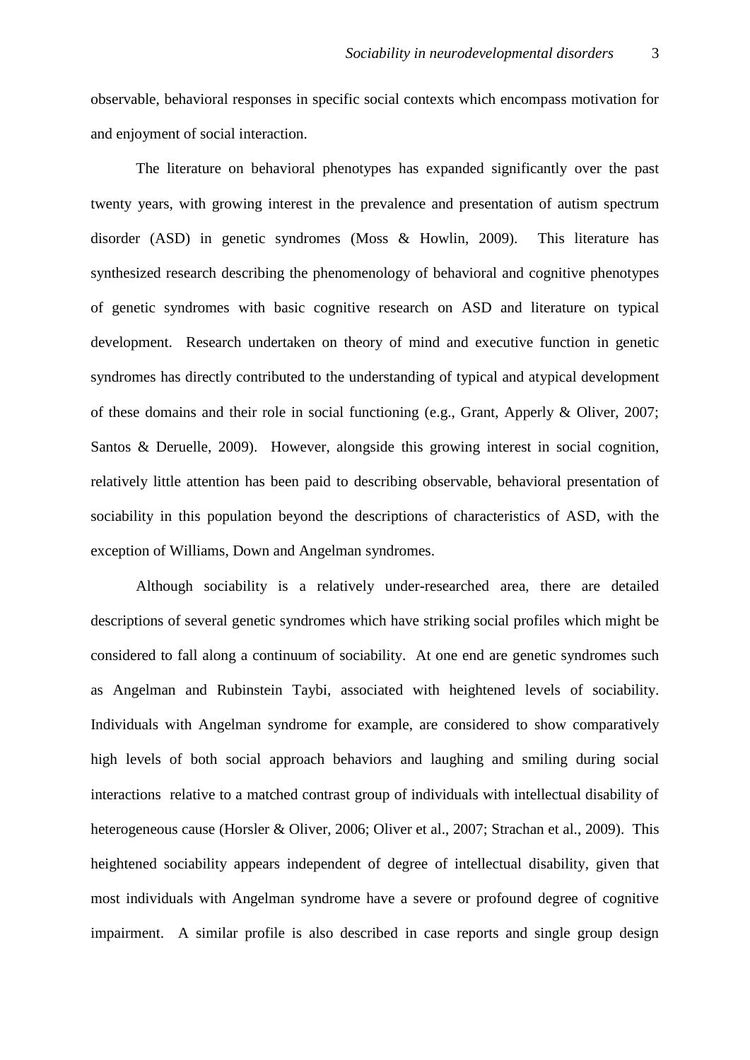observable, behavioral responses in specific social contexts which encompass motivation for and enjoyment of social interaction.

The literature on behavioral phenotypes has expanded significantly over the past twenty years, with growing interest in the prevalence and presentation of autism spectrum disorder (ASD) in genetic syndromes (Moss & Howlin, 2009). This literature has synthesized research describing the phenomenology of behavioral and cognitive phenotypes of genetic syndromes with basic cognitive research on ASD and literature on typical development. Research undertaken on theory of mind and executive function in genetic syndromes has directly contributed to the understanding of typical and atypical development of these domains and their role in social functioning (e.g., Grant, Apperly & Oliver, 2007; Santos & Deruelle, 2009). However, alongside this growing interest in social cognition, relatively little attention has been paid to describing observable, behavioral presentation of sociability in this population beyond the descriptions of characteristics of ASD, with the exception of Williams, Down and Angelman syndromes.

Although sociability is a relatively under-researched area, there are detailed descriptions of several genetic syndromes which have striking social profiles which might be considered to fall along a continuum of sociability. At one end are genetic syndromes such as Angelman and Rubinstein Taybi, associated with heightened levels of sociability. Individuals with Angelman syndrome for example, are considered to show comparatively high levels of both social approach behaviors and laughing and smiling during social interactions relative to a matched contrast group of individuals with intellectual disability of heterogeneous cause (Horsler & Oliver, 2006; Oliver et al., 2007; Strachan et al., 2009). This heightened sociability appears independent of degree of intellectual disability, given that most individuals with Angelman syndrome have a severe or profound degree of cognitive impairment. A similar profile is also described in case reports and single group design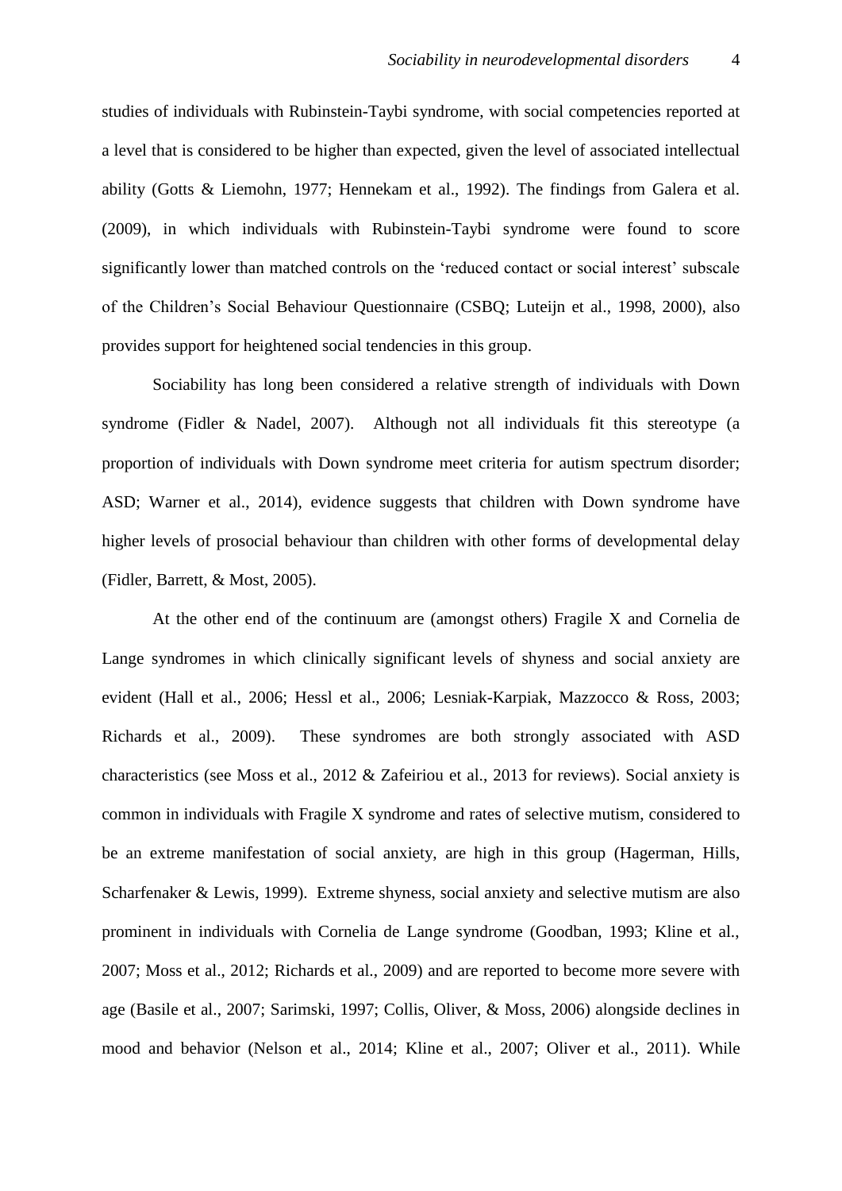studies of individuals with Rubinstein-Taybi syndrome, with social competencies reported at a level that is considered to be higher than expected, given the level of associated intellectual ability (Gotts & Liemohn, 1977; Hennekam et al., 1992). The findings from Galera et al. (2009), in which individuals with Rubinstein-Taybi syndrome were found to score significantly lower than matched controls on the 'reduced contact or social interest' subscale of the Children's Social Behaviour Questionnaire (CSBQ; Luteijn et al., 1998, 2000), also provides support for heightened social tendencies in this group.

Sociability has long been considered a relative strength of individuals with Down syndrome (Fidler & Nadel, 2007). Although not all individuals fit this stereotype (a proportion of individuals with Down syndrome meet criteria for autism spectrum disorder; ASD; Warner et al., 2014), evidence suggests that children with Down syndrome have higher levels of prosocial behaviour than children with other forms of developmental delay (Fidler, Barrett, & Most, 2005).

At the other end of the continuum are (amongst others) Fragile X and Cornelia de Lange syndromes in which clinically significant levels of shyness and social anxiety are evident (Hall et al., 2006; Hessl et al., 2006; Lesniak-Karpiak, Mazzocco & Ross, 2003; Richards et al., 2009). These syndromes are both strongly associated with ASD characteristics (see Moss et al., 2012 & Zafeiriou et al., 2013 for reviews). Social anxiety is common in individuals with Fragile X syndrome and rates of selective mutism, considered to be an extreme manifestation of social anxiety, are high in this group (Hagerman, Hills, Scharfenaker & Lewis, 1999). Extreme shyness, social anxiety and selective mutism are also prominent in individuals with Cornelia de Lange syndrome (Goodban, 1993; Kline et al., 2007; Moss et al., 2012; Richards et al., 2009) and are reported to become more severe with age (Basile et al., 2007; Sarimski, 1997; Collis, Oliver, & Moss, 2006) alongside declines in mood and behavior (Nelson et al., 2014; Kline et al., 2007; Oliver et al., 2011). While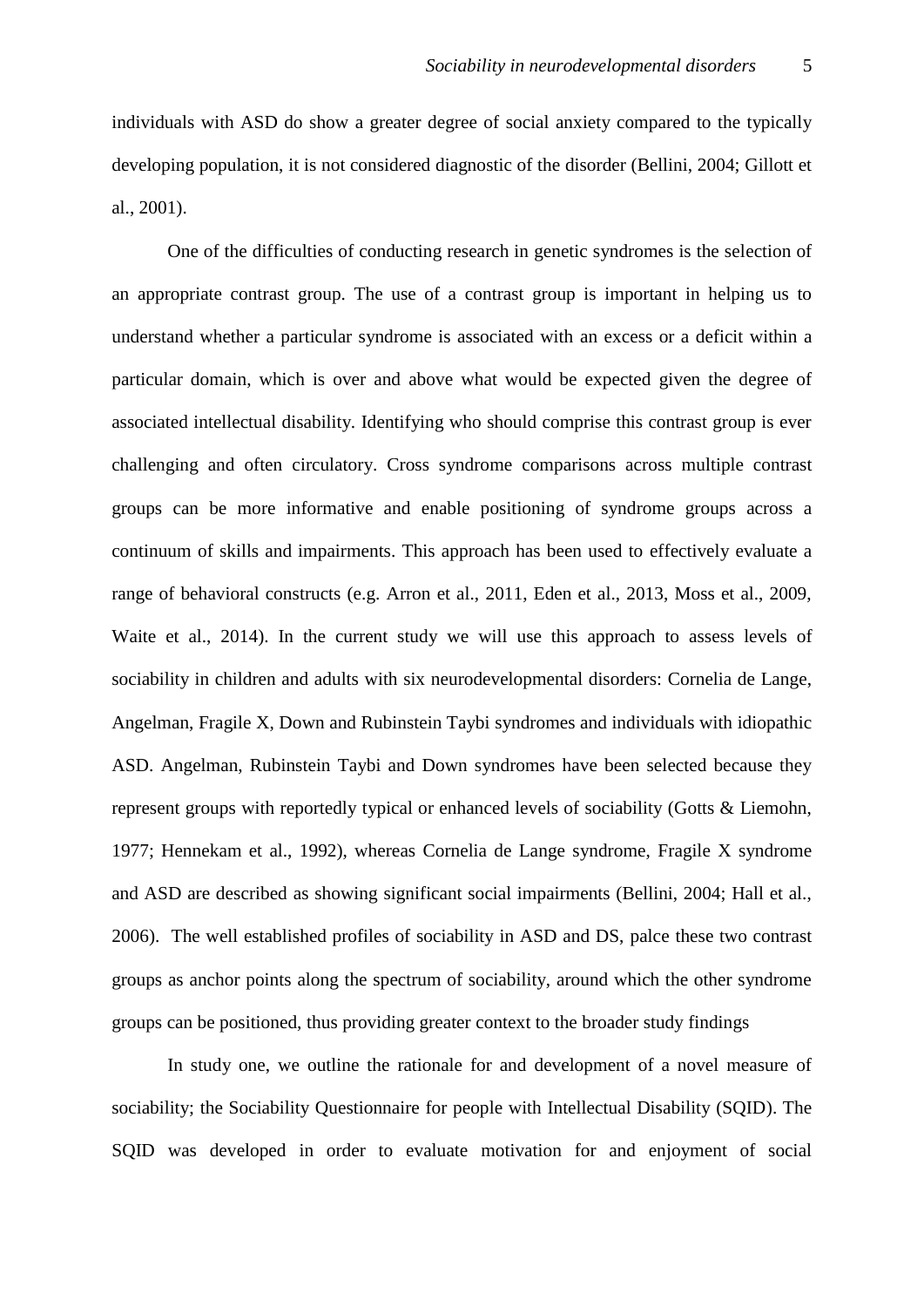individuals with ASD do show a greater degree of social anxiety compared to the typically developing population, it is not considered diagnostic of the disorder (Bellini, 2004; Gillott et al., 2001).

One of the difficulties of conducting research in genetic syndromes is the selection of an appropriate contrast group. The use of a contrast group is important in helping us to understand whether a particular syndrome is associated with an excess or a deficit within a particular domain, which is over and above what would be expected given the degree of associated intellectual disability. Identifying who should comprise this contrast group is ever challenging and often circulatory. Cross syndrome comparisons across multiple contrast groups can be more informative and enable positioning of syndrome groups across a continuum of skills and impairments. This approach has been used to effectively evaluate a range of behavioral constructs (e.g. Arron et al., 2011, Eden et al., 2013, Moss et al., 2009, Waite et al., 2014). In the current study we will use this approach to assess levels of sociability in children and adults with six neurodevelopmental disorders: Cornelia de Lange, Angelman, Fragile X, Down and Rubinstein Taybi syndromes and individuals with idiopathic ASD. Angelman, Rubinstein Taybi and Down syndromes have been selected because they represent groups with reportedly typical or enhanced levels of sociability (Gotts & Liemohn, 1977; Hennekam et al., 1992), whereas Cornelia de Lange syndrome, Fragile X syndrome and ASD are described as showing significant social impairments (Bellini, 2004; Hall et al., 2006). The well established profiles of sociability in ASD and DS, palce these two contrast groups as anchor points along the spectrum of sociability, around which the other syndrome groups can be positioned, thus providing greater context to the broader study findings

In study one, we outline the rationale for and development of a novel measure of sociability; the Sociability Questionnaire for people with Intellectual Disability (SQID). The SQID was developed in order to evaluate motivation for and enjoyment of social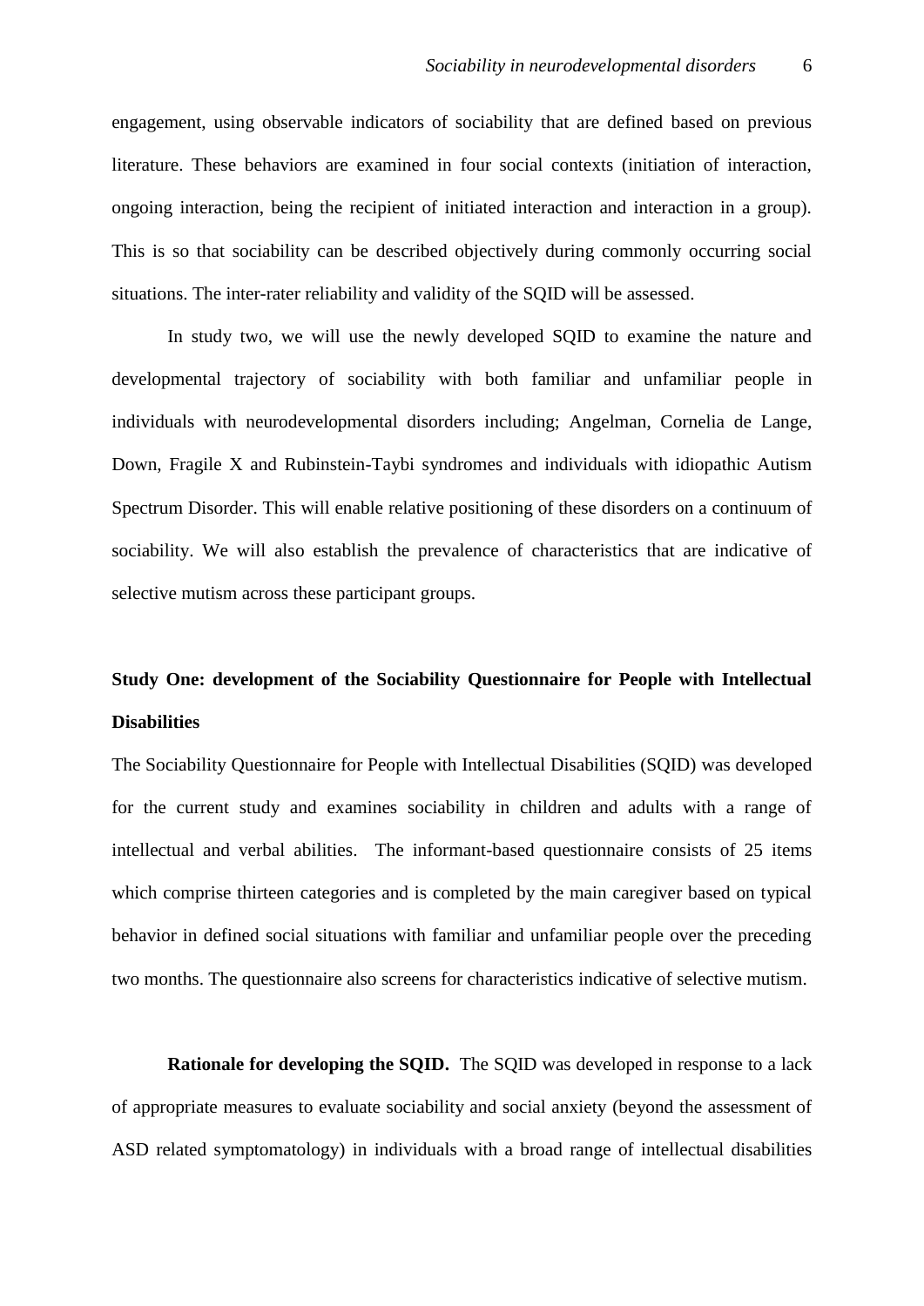engagement, using observable indicators of sociability that are defined based on previous literature. These behaviors are examined in four social contexts (initiation of interaction, ongoing interaction, being the recipient of initiated interaction and interaction in a group). This is so that sociability can be described objectively during commonly occurring social situations. The inter-rater reliability and validity of the SQID will be assessed.

In study two, we will use the newly developed SQID to examine the nature and developmental trajectory of sociability with both familiar and unfamiliar people in individuals with neurodevelopmental disorders including; Angelman, Cornelia de Lange, Down, Fragile X and Rubinstein-Taybi syndromes and individuals with idiopathic Autism Spectrum Disorder. This will enable relative positioning of these disorders on a continuum of sociability. We will also establish the prevalence of characteristics that are indicative of selective mutism across these participant groups.

## Study One: development of the Sociability Questionnaire for People with Intellectual Disabilities

The Sociability Questionnaire for People with Intellectual Disabilities (SQID) was developed for the current study and examines sociability in children and adults with a range of intellectual and verbal abilities. The informant-based questionnaire consists of 25 items which comprise thirteen categories and is completed by the main caregiver based on typical behavior in defined social situations with familiar and unfamiliar people over the preceding two months. The questionnaire also screens for characteristics indicative of selective mutism.

**Rationale for developing the SQID.** The SQID was developed in response to a lack of appropriate measures to evaluate sociability and social anxiety (beyond the assessment of ASD related symptomatology) in individuals with a broad range of intellectual disabilities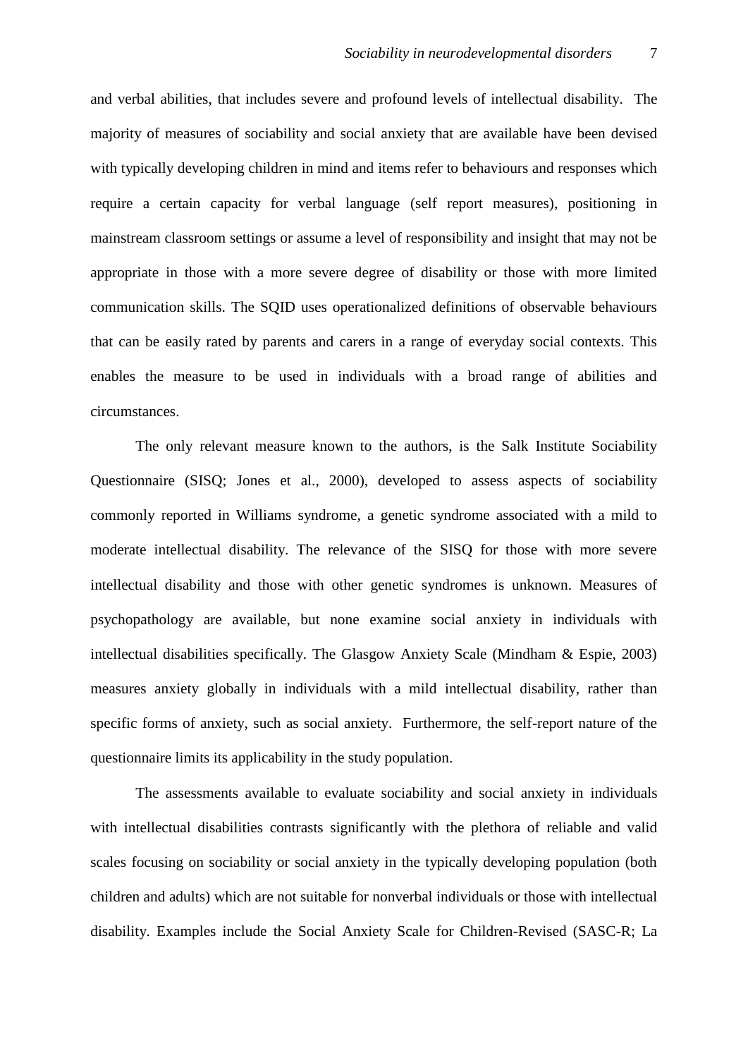and verbal abilities, that includes severe and profound levels of intellectual disability. The majority of measures of sociability and social anxiety that are available have been devised with typically developing children in mind and items refer to behaviours and responses which require a certain capacity for verbal language (self report measures), positioning in mainstream classroom settings or assume a level of responsibility and insight that may not be appropriate in those with a more severe degree of disability or those with more limited communication skills. The SQID uses operationalized definitions of observable behaviours that can be easily rated by parents and carers in a range of everyday social contexts. This enables the measure to be used in individuals with a broad range of abilities and circumstances.

The only relevant measure known to the authors, is the Salk Institute Sociability Questionnaire (SISQ; Jones et al., 2000), developed to assess aspects of sociability commonly reported in Williams syndrome, a genetic syndrome associated with a mild to moderate intellectual disability. The relevance of the SISQ for those with more severe intellectual disability and those with other genetic syndromes is unknown. Measures of psychopathology are available, but none examine social anxiety in individuals with intellectual disabilities specifically. The Glasgow Anxiety Scale (Mindham & Espie, 2003) measures anxiety globally in individuals with a mild intellectual disability, rather than specific forms of anxiety, such as social anxiety. Furthermore, the self-report nature of the questionnaire limits its applicability in the study population.

The assessments available to evaluate sociability and social anxiety in individuals with intellectual disabilities contrasts significantly with the plethora of reliable and valid scales focusing on sociability or social anxiety in the typically developing population (both children and adults) which are not suitable for nonverbal individuals or those with intellectual disability. Examples include the Social Anxiety Scale for Children-Revised (SASC-R; La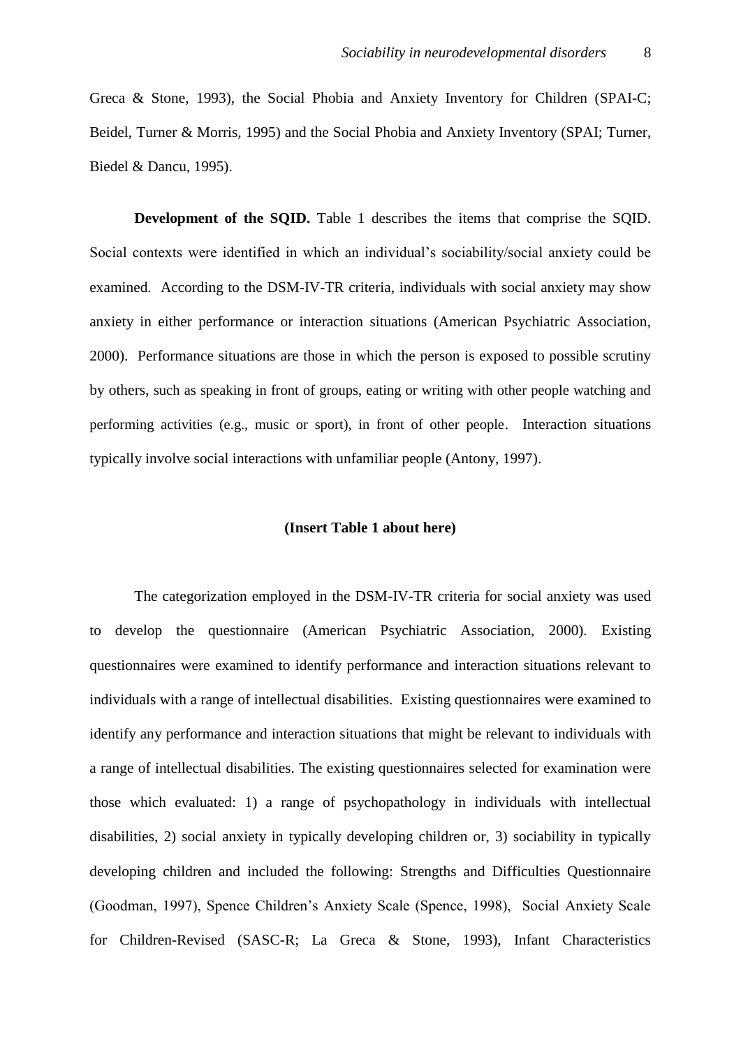Greca & Stone, 1993), the Social Phobia and Anxiety Inventory for Children (SPAI-C; Beidel, Turner & Morris, 1995) and the Social Phobia and Anxiety Inventory (SPAI; Turner, Biedel & Dancu, 1995).

**Development of the SQID.** Table 1 describes the items that comprise the SQID. Social contexts were identified in which an individual's sociability/social anxiety could be examined. According to the DSM-IV-TR criteria, individuals with social anxiety may show anxiety in either performance or interaction situations (American Psychiatric Association, 2000). Performance situations are those in which the person is exposed to possible scrutiny by others, such as speaking in front of groups, eating or writing with other people watching and performing activities (e.g., music or sport), in front of other people. Interaction situations typically involve social interactions with unfamiliar people (Antony, 1997).

**(Insert Table 1 about here)**

The categorization employed in the DSM-IV-TR criteria for social anxiety was used to develop the questionnaire (American Psychiatric Association, 2000). Existing questionnaires were examined to identify performance and interaction situations relevant to individuals with a range of intellectual disabilities. Existing questionnaires were examined to identify any performance and interaction situations that might be relevant to individuals with a range of intellectual disabilities. The existing questionnaires selected for examination were those which evaluated: 1) a range of psychopathology in individuals with intellectual disabilities, 2) social anxiety in typically developing children or, 3) sociability in typically developing children and included the following: Strengths and Difficulties Questionnaire (Goodman, 1997), Spence Children's Anxiety Scale (Spence, 1998), Social Anxiety Scale for Children-Revised (SASC-R; La Greca & Stone, 1993), Infant Characteristics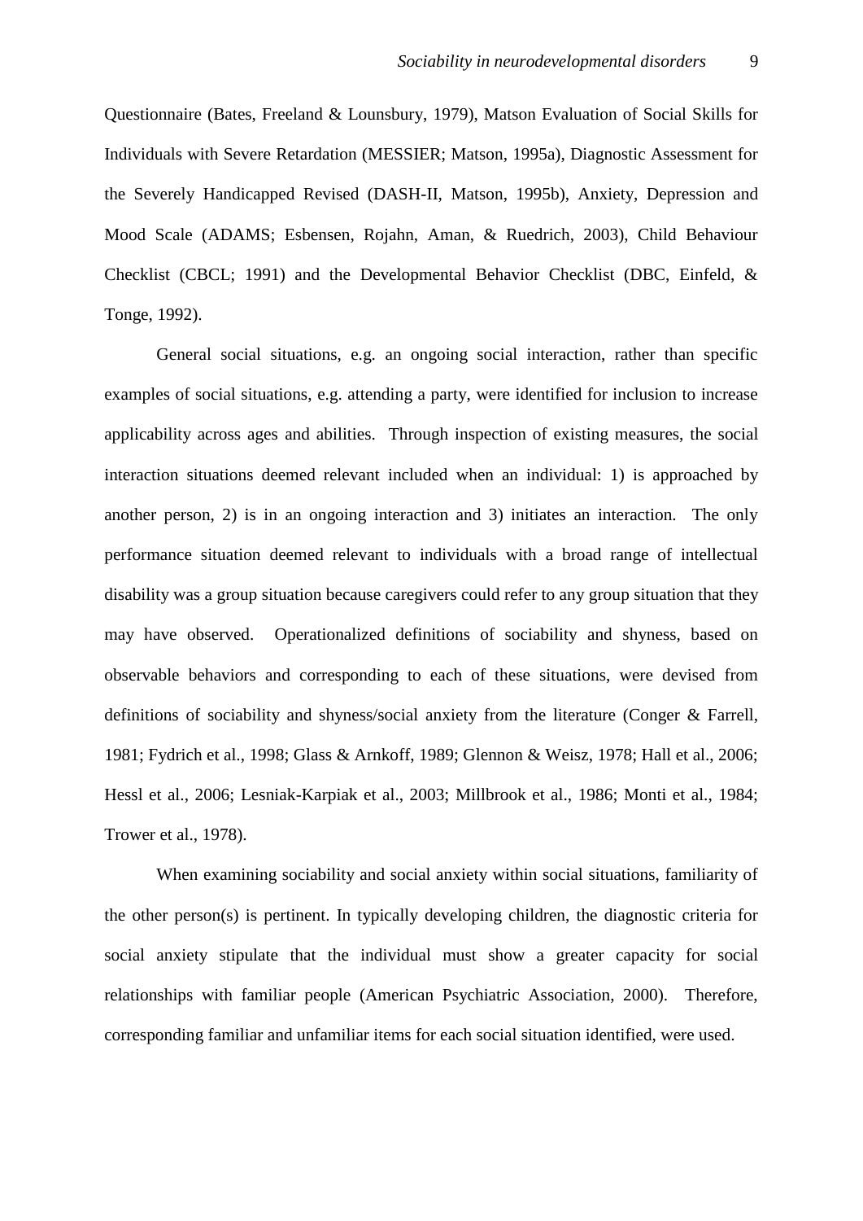Questionnaire (Bates, Freeland & Lounsbury, 1979), Matson Evaluation of Social Skills for Individuals with Severe Retardation (MESSIER; Matson, 1995a), Diagnostic Assessment for the Severely Handicapped Revised (DASH-II, Matson, 1995b), Anxiety, Depression and Mood Scale (ADAMS; Esbensen, Rojahn, Aman, & Ruedrich, 2003), Child Behaviour Checklist (CBCL; 1991) and the Developmental Behavior Checklist (DBC, Einfeld, & Tonge, 1992).

General social situations, e.g. an ongoing social interaction, rather than specific examples of social situations, e.g. attending a party, were identified for inclusion to increase applicability across ages and abilities. Through inspection of existing measures, the social interaction situations deemed relevant included when an individual: 1) is approached by another person, 2) is in an ongoing interaction and 3) initiates an interaction. The only performance situation deemed relevant to individuals with a broad range of intellectual disability was a group situation because caregivers could refer to any group situation that they may have observed. Operationalized definitions of sociability and shyness, based on observable behaviors and corresponding to each of these situations, were devised from definitions of sociability and shyness/social anxiety from the literature (Conger & Farrell, 1981; Fydrich et al., 1998; Glass & Arnkoff, 1989; Glennon & Weisz, 1978; Hall et al., 2006; Hessl et al., 2006; Lesniak-Karpiak et al., 2003; Millbrook et al., 1986; Monti et al., 1984; Trower et al., 1978).

When examining sociability and social anxiety within social situations, familiarity of the other person(s) is pertinent. In typically developing children, the diagnostic criteria for social anxiety stipulate that the individual must show a greater capacity for social relationships with familiar people (American Psychiatric Association, 2000). Therefore, corresponding familiar and unfamiliar items for each social situation identified, were used.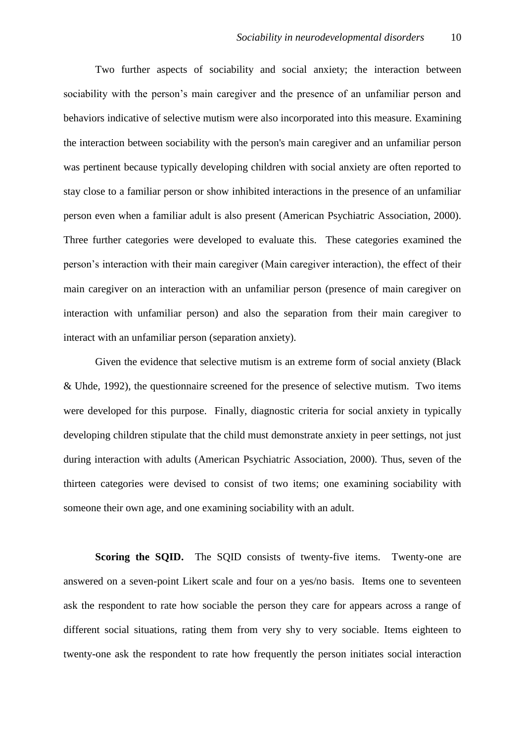Two further aspects of sociability and social anxiety; the interaction between sociability with the person's main caregiver and the presence of an unfamiliar person and behaviors indicative of selective mutism were also incorporated into this measure. Examining the interaction between sociability with the person's main caregiver and an unfamiliar person was pertinent because typically developing children with social anxiety are often reported to stay close to a familiar person or show inhibited interactions in the presence of an unfamiliar person even when a familiar adult is also present (American Psychiatric Association, 2000). Three further categories were developed to evaluate this. These categories examined the person's interaction with their main caregiver (Main caregiver interaction), the effect of their main caregiver on an interaction with an unfamiliar person (presence of main caregiver on interaction with unfamiliar person) and also the separation from their main caregiver to interact with an unfamiliar person (separation anxiety).

Given the evidence that selective mutism is an extreme form of social anxiety (Black & Uhde, 1992), the questionnaire screened for the presence of selective mutism. Two items were developed for this purpose. Finally, diagnostic criteria for social anxiety in typically developing children stipulate that the child must demonstrate anxiety in peer settings, not just during interaction with adults (American Psychiatric Association, 2000). Thus, seven of the thirteen categories were devised to consist of two items; one examining sociability with someone their own age, and one examining sociability with an adult.

**Scoring the SQID.** The SQID consists of twenty-five items. Twenty-one are answered on a seven-point Likert scale and four on a yes/no basis. Items one to seventeen ask the respondent to rate how sociable the person they care for appears across a range of different social situations, rating them from very shy to very sociable. Items eighteen to twenty-one ask the respondent to rate how frequently the person initiates social interaction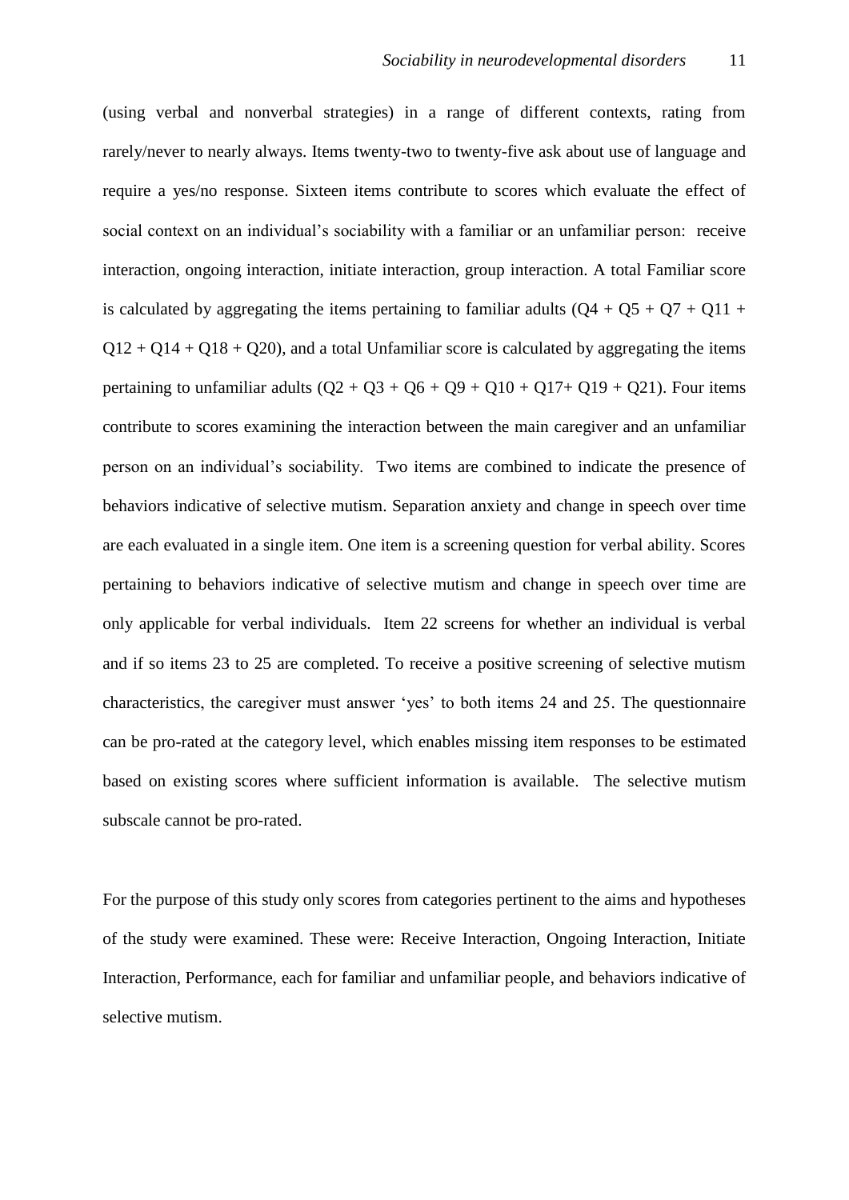(using verbal and nonverbal strategies) in a range of different contexts, rating from rarely/never to nearly always. Items twenty-two to twenty-five ask about use of language and require a yes/no response. Sixteen items contribute to scores which evaluate the effect of social context on an individual's sociability with a familiar or an unfamiliar person: receive interaction, ongoing interaction, initiate interaction, group interaction. A total Familiar score is calculated by aggregating the items pertaining to familiar adults (Q4 + Q5 + Q7 + Q11 + Q12 + Q14 + Q18 + Q20), and a total Unfamiliar score is calculated by aggregating the items pertaining to unfamiliar adults (Q2 + Q3 + Q6 + Q9 + Q10 + Q17+ Q19 + Q21). Four items contribute to scores examining the interaction between the main caregiver and an unfamiliar person on an individual's sociability. Two items are combined to indicate the presence of behaviors indicative of selective mutism. Separation anxiety and change in speech over time are each evaluated in a single item. One item is a screening question for verbal ability. Scores pertaining to behaviors indicative of selective mutism and change in speech over time are only applicable for verbal individuals. Item 22 screens for whether an individual is verbal and if so items 23 to 25 are completed. To receive a positive screening of selective mutism characteristics, the caregiver must answer 'yes' to both items 24 and 25. The questionnaire can be pro-rated at the category level, which enables missing item responses to be estimated based on existing scores where sufficient information is available. The selective mutism subscale cannot be pro-rated.

For the purpose of this study only scores from categories pertinent to the aims and hypotheses of the study were examined. These were: Receive Interaction, Ongoing Interaction, Initiate Interaction, Performance, each for familiar and unfamiliar people, and behaviors indicative of selective mutism.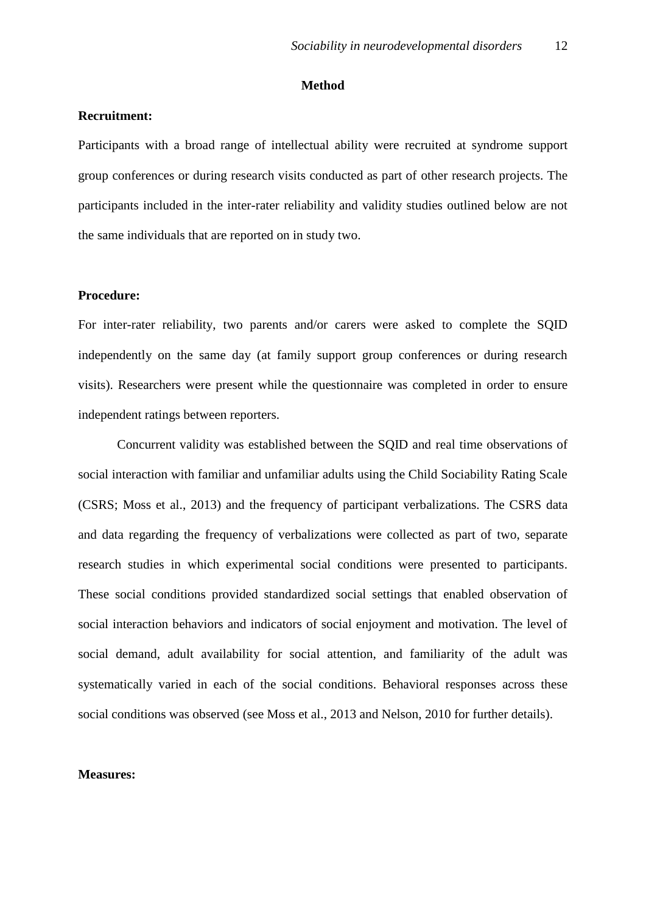## Method

**Recruitment:**

Participants with a broad range of intellectual ability were recruited at syndrome support group conferences or during research visits conducted as part of other research projects. The participants included in the inter-rater reliability and validity studies outlined below are not the same individuals that are reported on in study two.

**Procedure:**

For inter-rater reliability, two parents and/or carers were asked to complete the SQID independently on the same day (at family support group conferences or during research visits). Researchers were present while the questionnaire was completed in order to ensure independent ratings between reporters.

Concurrent validity was established between the SQID and real time observations of social interaction with familiar and unfamiliar adults using the Child Sociability Rating Scale (CSRS; Moss et al., 2013) and the frequency of participant verbalizations. The CSRS data and data regarding the frequency of verbalizations were collected as part of two, separate research studies in which experimental social conditions were presented to participants. These social conditions provided standardized social settings that enabled observation of social interaction behaviors and indicators of social enjoyment and motivation. The level of social demand, adult availability for social attention, and familiarity of the adult was systematically varied in each of the social conditions. Behavioral responses across these social conditions was observed (see Moss et al., 2013 and Nelson, 2010 for further details).

**Measures:**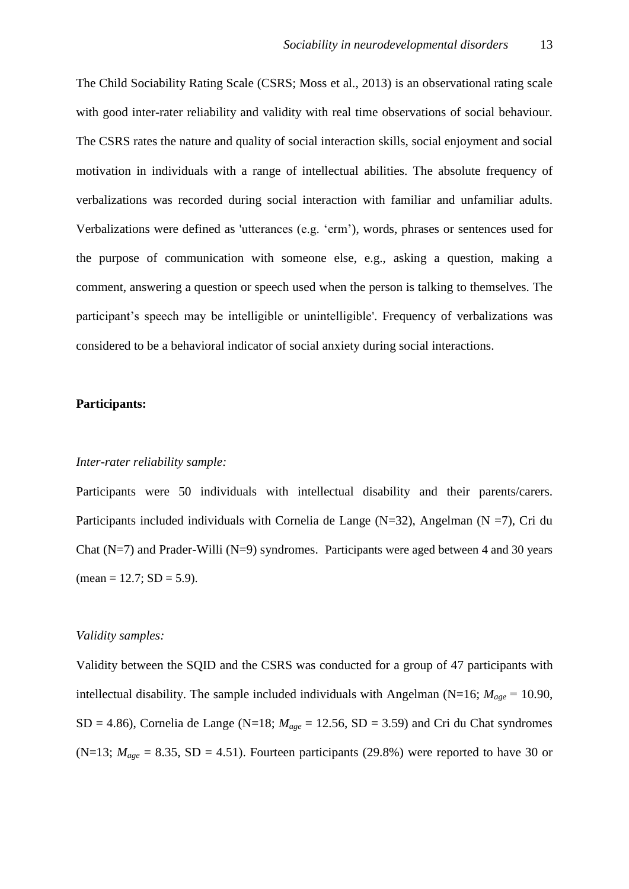The Child Sociability Rating Scale (CSRS; Moss et al., 2013) is an observational rating scale with good inter-rater reliability and validity with real time observations of social behaviour. The CSRS rates the nature and quality of social interaction skills, social enjoyment and social motivation in individuals with a range of intellectual abilities. The absolute frequency of verbalizations was recorded during social interaction with familiar and unfamiliar adults. Verbalizations were defined as 'utterances (e.g. 'erm'), words, phrases or sentences used for the purpose of communication with someone else, e.g., asking a question, making a comment, answering a question or speech used when the person is talking to themselves. The participant's speech may be intelligible or unintelligible'. Frequency of verbalizations was considered to be a behavioral indicator of social anxiety during social interactions.

**Participants:**

*Inter-rater reliability sample:*

Participants were 50 individuals with intellectual disability and their parents/carers. Participants included individuals with Cornelia de Lange (N=32), Angelman (N =7), Cri du Chat (N=7) and Prader-Willi (N=9) syndromes. Participants were aged between 4 and 30 years (mean = 12.7; SD = 5.9).

*Validity samples:*

Validity between the SQID and the CSRS was conducted for a group of 47 participants with intellectual disability. The sample included individuals with Angelman (N=16; $M_{age}$ = 10.90, SD = 4.86), Cornelia de Lange (N=18; $M_{age}$ = 12.56, SD = 3.59) and Cri du Chat syndromes (N=13; $M_{age}$ = 8.35, SD = 4.51). Fourteen participants (29.8%) were reported to have 30 or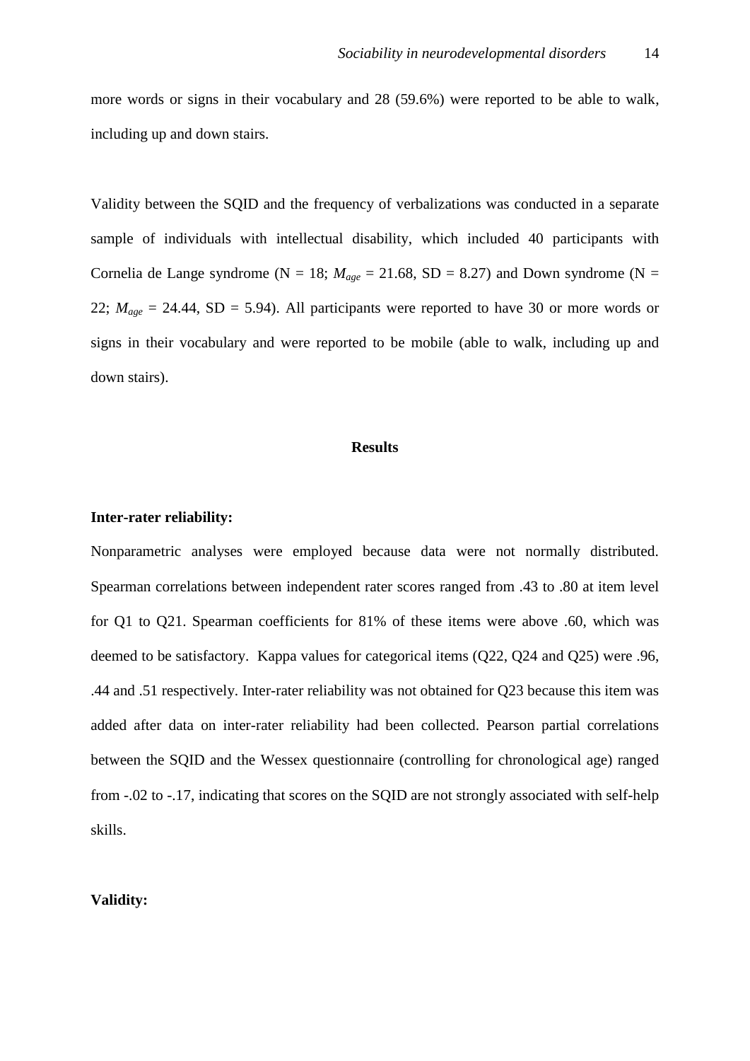more words or signs in their vocabulary and 28 (59.6%) were reported to be able to walk, including up and down stairs.

Validity between the SQID and the frequency of verbalizations was conducted in a separate sample of individuals with intellectual disability, which included 40 participants with Cornelia de Lange syndrome (N = 18; $M_{age}$ = 21.68, SD = 8.27) and Down syndrome (N = 22; $M_{age}$ = 24.44, SD = 5.94). All participants were reported to have 30 or more words or signs in their vocabulary and were reported to be mobile (able to walk, including up and down stairs).

## Results

### Inter-rater reliability:

Nonparametric analyses were employed because data were not normally distributed. Spearman correlations between independent rater scores ranged from .43 to .80 at item level for Q1 to Q21. Spearman coefficients for 81% of these items were above .60, which was deemed to be satisfactory. Kappa values for categorical items (Q22, Q24 and Q25) were .96, .44 and .51 respectively. Inter-rater reliability was not obtained for Q23 because this item was added after data on inter-rater reliability had been collected. Pearson partial correlations between the SQID and the Wessex questionnaire (controlling for chronological age) ranged from -.02 to -.17, indicating that scores on the SQID are not strongly associated with self-help skills.

### Validity: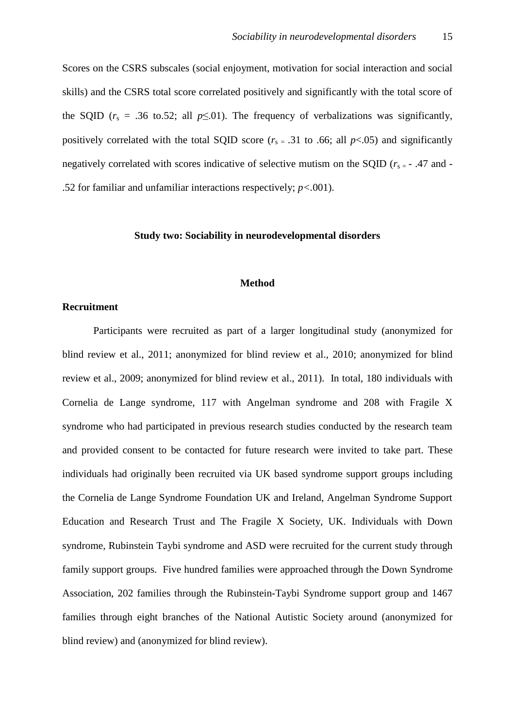Scores on the CSRS subscales (social enjoyment, motivation for social interaction and social skills) and the CSRS total score correlated positively and significantly with the total score of the SQID ($r_s$ = .36 to.52; all $p \leq .01$). The frequency of verbalizations was significantly, positively correlated with the total SQID score ($r_s$ = .31 to .66; all $p < .05$) and significantly negatively correlated with scores indicative of selective mutism on the SQID ($r_s$ = - .47 and - .52 for familiar and unfamiliar interactions respectively; $p < .001$).

## Study two: Sociability in neurodevelopmental disorders

### Method

**Recruitment**

Participants were recruited as part of a larger longitudinal study (anonymized for blind review et al., 2011; anonymized for blind review et al., 2010; anonymized for blind review et al., 2009; anonymized for blind review et al., 2011). In total, 180 individuals with Cornelia de Lange syndrome, 117 with Angelman syndrome and 208 with Fragile X syndrome who had participated in previous research studies conducted by the research team and provided consent to be contacted for future research were invited to take part. These individuals had originally been recruited via UK based syndrome support groups including the Cornelia de Lange Syndrome Foundation UK and Ireland, Angelman Syndrome Support Education and Research Trust and The Fragile X Society, UK. Individuals with Down syndrome, Rubinstein Taybi syndrome and ASD were recruited for the current study through family support groups. Five hundred families were approached through the Down Syndrome Association, 202 families through the Rubinstein-Taybi Syndrome support group and 1467 families through eight branches of the National Autistic Society around (anonymized for blind review) and (anonymized for blind review).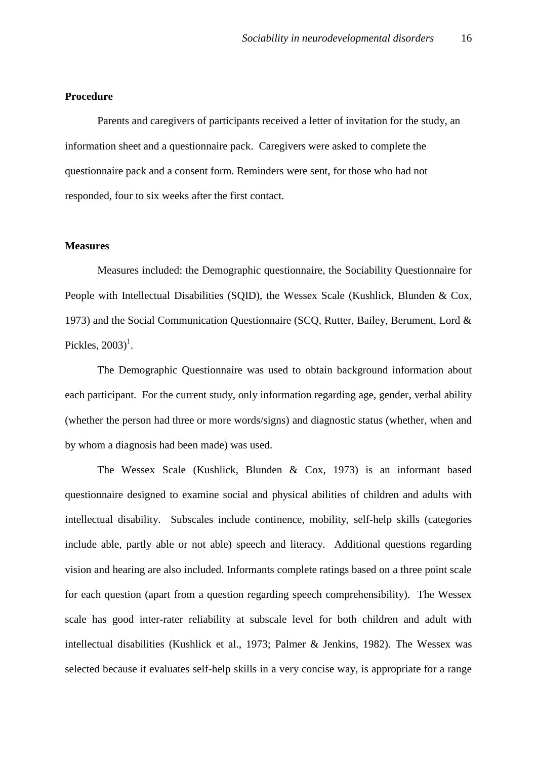**Procedure**

Parents and caregivers of participants received a letter of invitation for the study, an information sheet and a questionnaire pack. Caregivers were asked to complete the questionnaire pack and a consent form. Reminders were sent, for those who had not responded, four to six weeks after the first contact.

**Measures**

Measures included: the Demographic questionnaire, the Sociability Questionnaire for People with Intellectual Disabilities (SQID), the Wessex Scale (Kushlick, Blunden & Cox, 1973) and the Social Communication Questionnaire (SCQ, Rutter, Bailey, Berument, Lord & Pickles, 2003)[1].

The Demographic Questionnaire was used to obtain background information about each participant. For the current study, only information regarding age, gender, verbal ability (whether the person had three or more words/signs) and diagnostic status (whether, when and by whom a diagnosis had been made) was used.

The Wessex Scale (Kushlick, Blunden & Cox, 1973) is an informant based questionnaire designed to examine social and physical abilities of children and adults with intellectual disability. Subscales include continence, mobility, self-help skills (categories include able, partly able or not able) speech and literacy. Additional questions regarding vision and hearing are also included. Informants complete ratings based on a three point scale for each question (apart from a question regarding speech comprehensibility). The Wessex scale has good inter-rater reliability at subscale level for both children and adult with intellectual disabilities (Kushlick et al., 1973; Palmer & Jenkins, 1982). The Wessex was selected because it evaluates self-help skills in a very concise way, is appropriate for a range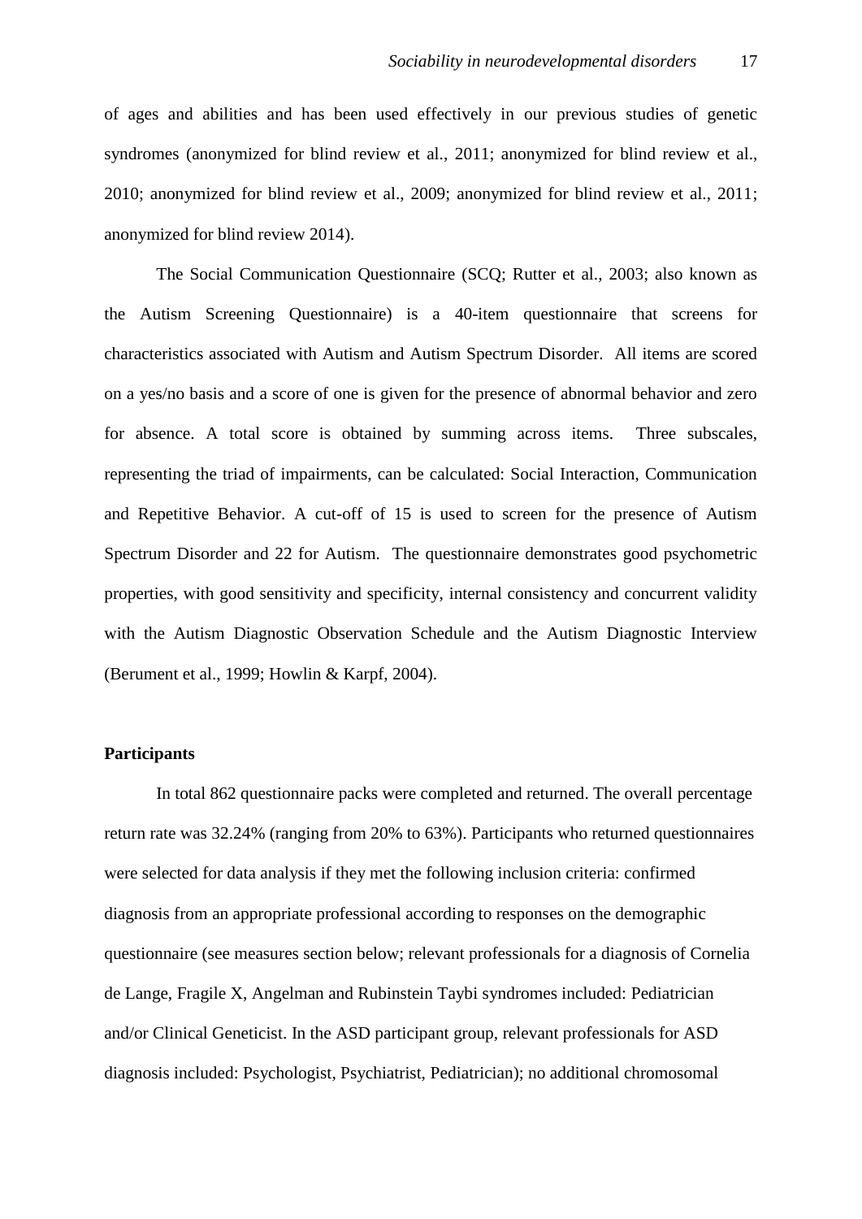of ages and abilities and has been used effectively in our previous studies of genetic syndromes (anonymized for blind review et al., 2011; anonymized for blind review et al., 2010; anonymized for blind review et al., 2009; anonymized for blind review et al., 2011; anonymized for blind review 2014).

The Social Communication Questionnaire (SCQ; Rutter et al., 2003; also known as the Autism Screening Questionnaire) is a 40-item questionnaire that screens for characteristics associated with Autism and Autism Spectrum Disorder. All items are scored on a yes/no basis and a score of one is given for the presence of abnormal behavior and zero for absence. A total score is obtained by summing across items. Three subscales, representing the triad of impairments, can be calculated: Social Interaction, Communication and Repetitive Behavior. A cut-off of 15 is used to screen for the presence of Autism Spectrum Disorder and 22 for Autism. The questionnaire demonstrates good psychometric properties, with good sensitivity and specificity, internal consistency and concurrent validity with the Autism Diagnostic Observation Schedule and the Autism Diagnostic Interview (Berument et al., 1999; Howlin & Karpf, 2004).

**Participants**

In total 862 questionnaire packs were completed and returned. The overall percentage return rate was 32.24% (ranging from 20% to 63%). Participants who returned questionnaires were selected for data analysis if they met the following inclusion criteria: confirmed diagnosis from an appropriate professional according to responses on the demographic questionnaire (see measures section below; relevant professionals for a diagnosis of Cornelia de Lange, Fragile X, Angelman and Rubinstein Taybi syndromes included: Pediatrician and/or Clinical Geneticist. In the ASD participant group, relevant professionals for ASD diagnosis included: Psychologist, Psychiatrist, Pediatrician); no additional chromosomal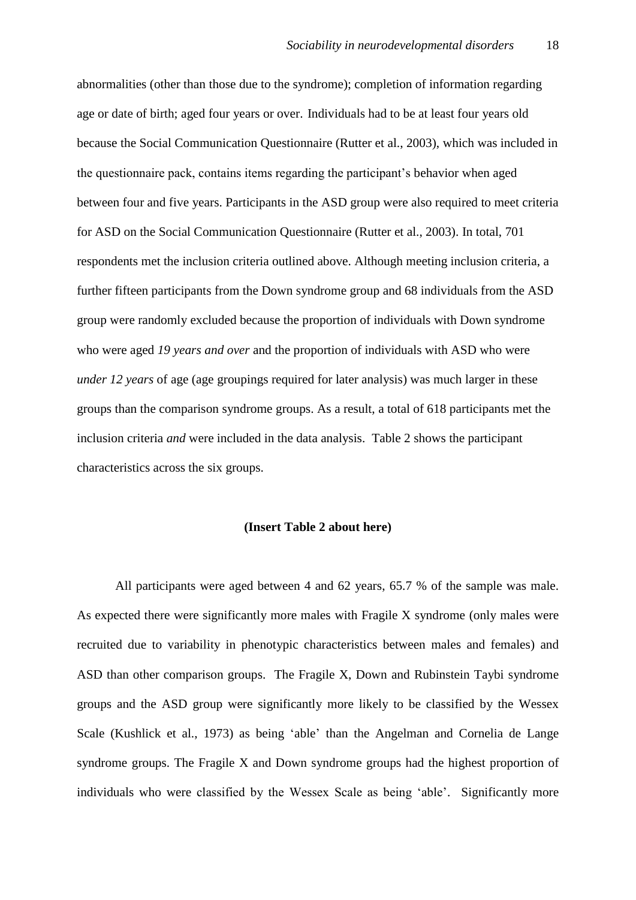abnormalities (other than those due to the syndrome); completion of information regarding age or date of birth; aged four years or over. Individuals had to be at least four years old because the Social Communication Questionnaire (Rutter et al., 2003), which was included in the questionnaire pack, contains items regarding the participant's behavior when aged between four and five years. Participants in the ASD group were also required to meet criteria for ASD on the Social Communication Questionnaire (Rutter et al., 2003). In total, 701 respondents met the inclusion criteria outlined above. Although meeting inclusion criteria, a further fifteen participants from the Down syndrome group and 68 individuals from the ASD group were randomly excluded because the proportion of individuals with Down syndrome who were aged *19 years and over* and the proportion of individuals with ASD who were *under 12 years* of age (age groupings required for later analysis) was much larger in these groups than the comparison syndrome groups. As a result, a total of 618 participants met the inclusion criteria *and* were included in the data analysis. Table 2 shows the participant characteristics across the six groups.

**(Insert Table 2 about here)**

All participants were aged between 4 and 62 years, 65.7 % of the sample was male. As expected there were significantly more males with Fragile X syndrome (only males were recruited due to variability in phenotypic characteristics between males and females) and ASD than other comparison groups. The Fragile X, Down and Rubinstein Taybi syndrome groups and the ASD group were significantly more likely to be classified by the Wessex Scale (Kushlick et al., 1973) as being 'able' than the Angelman and Cornelia de Lange syndrome groups. The Fragile X and Down syndrome groups had the highest proportion of individuals who were classified by the Wessex Scale as being 'able'. Significantly more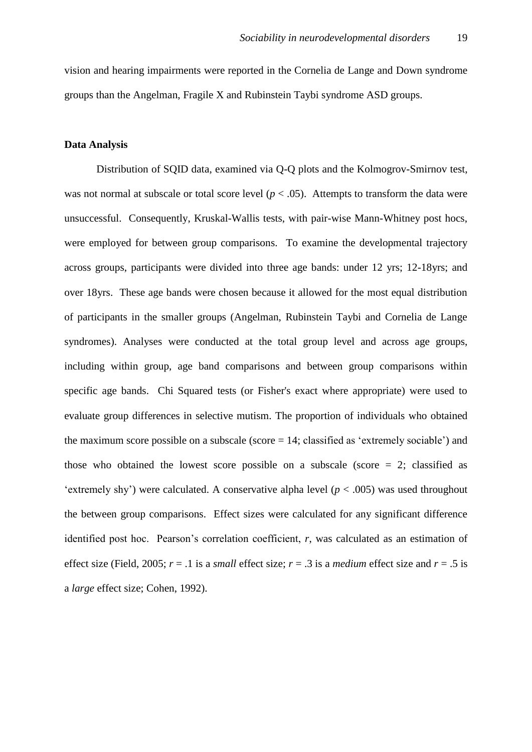vision and hearing impairments were reported in the Cornelia de Lange and Down syndrome groups than the Angelman, Fragile X and Rubinstein Taybi syndrome ASD groups.

**Data Analysis**

Distribution of SQID data, examined via Q-Q plots and the Kolmogrov-Smirnov test, was not normal at subscale or total score level ($p < .05$). Attempts to transform the data were unsuccessful. Consequently, Kruskal-Wallis tests, with pair-wise Mann-Whitney post hocs, were employed for between group comparisons. To examine the developmental trajectory across groups, participants were divided into three age bands: under 12 yrs; 12-18yrs; and over 18yrs. These age bands were chosen because it allowed for the most equal distribution of participants in the smaller groups (Angelman, Rubinstein Taybi and Cornelia de Lange syndromes). Analyses were conducted at the total group level and across age groups, including within group, age band comparisons and between group comparisons within specific age bands. Chi Squared tests (or Fisher's exact where appropriate) were used to evaluate group differences in selective mutism. The proportion of individuals who obtained the maximum score possible on a subscale (score = 14; classified as 'extremely sociable') and those who obtained the lowest score possible on a subscale (score = 2; classified as 'extremely shy') were calculated. A conservative alpha level ($p < .005$) was used throughout the between group comparisons. Effect sizes were calculated for any significant difference identified post hoc. Pearson's correlation coefficient, $r$, was calculated as an estimation of effect size (Field, 2005; $r = .1$ is a *small* effect size; $r = .3$ is a *medium* effect size and $r = .5$ is a *large* effect size; Cohen, 1992).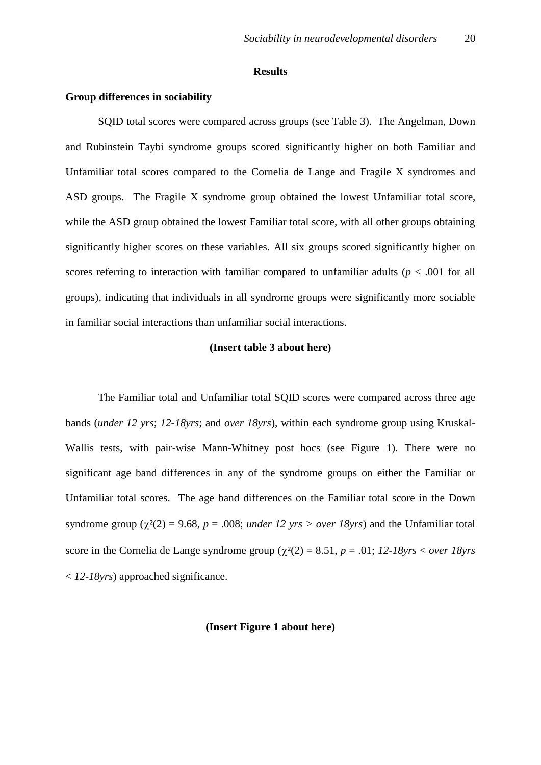## Results

### Group differences in sociability

SQID total scores were compared across groups (see Table 3). The Angelman, Down and Rubinstein Taybi syndrome groups scored significantly higher on both Familiar and Unfamiliar total scores compared to the Cornelia de Lange and Fragile X syndromes and ASD groups. The Fragile X syndrome group obtained the lowest Unfamiliar total score, while the ASD group obtained the lowest Familiar total score, with all other groups obtaining significantly higher scores on these variables. All six groups scored significantly higher on scores referring to interaction with familiar compared to unfamiliar adults ($p$ < .001 for all groups), indicating that individuals in all syndrome groups were significantly more sociable in familiar social interactions than unfamiliar social interactions.

**(Insert table 3 about here)**

The Familiar total and Unfamiliar total SQID scores were compared across three age bands (*under 12 yrs*; *12-18yrs*; and *over 18yrs*), within each syndrome group using Kruskal-Wallis tests, with pair-wise Mann-Whitney post hocs (see Figure 1). There were no significant age band differences in any of the syndrome groups on either the Familiar or Unfamiliar total scores. The age band differences on the Familiar total score in the Down syndrome group ($\chi^2(2) = 9.68$, $p = .008$; *under 12 yrs > over 18yrs*) and the Unfamiliar total score in the Cornelia de Lange syndrome group ($\chi^2(2) = 8.51$, $p = .01$; *12-18yrs < over 18yrs < 12-18yrs*) approached significance.

**(Insert Figure 1 about here)**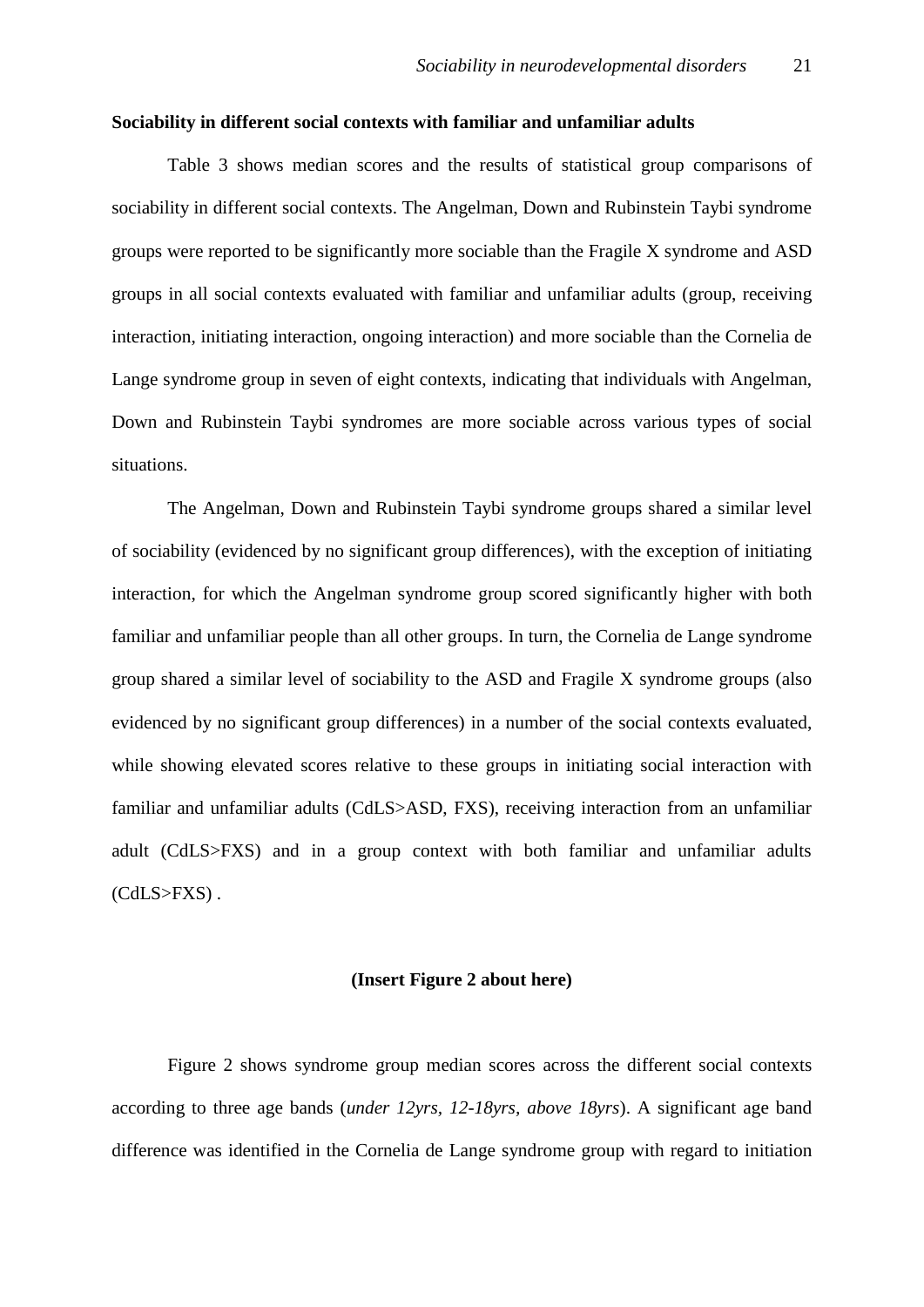**Sociability in different social contexts with familiar and unfamiliar adults**

Table 3 shows median scores and the results of statistical group comparisons of sociability in different social contexts. The Angelman, Down and Rubinstein Taybi syndrome groups were reported to be significantly more sociable than the Fragile X syndrome and ASD groups in all social contexts evaluated with familiar and unfamiliar adults (group, receiving interaction, initiating interaction, ongoing interaction) and more sociable than the Cornelia de Lange syndrome group in seven of eight contexts, indicating that individuals with Angelman, Down and Rubinstein Taybi syndromes are more sociable across various types of social situations.

The Angelman, Down and Rubinstein Taybi syndrome groups shared a similar level of sociability (evidenced by no significant group differences), with the exception of initiating interaction, for which the Angelman syndrome group scored significantly higher with both familiar and unfamiliar people than all other groups. In turn, the Cornelia de Lange syndrome group shared a similar level of sociability to the ASD and Fragile X syndrome groups (also evidenced by no significant group differences) in a number of the social contexts evaluated, while showing elevated scores relative to these groups in initiating social interaction with familiar and unfamiliar adults (CdLS>ASD, FXS), receiving interaction from an unfamiliar adult (CdLS>FXS) and in a group context with both familiar and unfamiliar adults (CdLS>FXS) .

**(Insert Figure 2 about here)**

Figure 2 shows syndrome group median scores across the different social contexts according to three age bands (*under 12yrs, 12-18yrs, above 18yrs*). A significant age band difference was identified in the Cornelia de Lange syndrome group with regard to initiation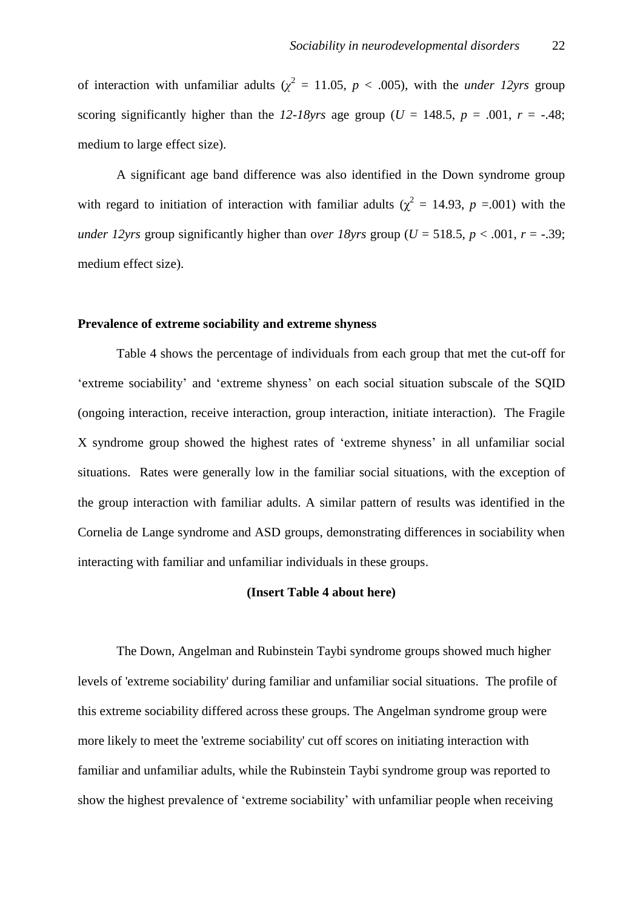of interaction with unfamiliar adults ($\chi^2$ = 11.05, $p$ < .005), with the *under 12yrs* group scoring significantly higher than the *12-18yrs* age group ($U$ = 148.5, $p$ = .001, $r$ = -.48; medium to large effect size).

A significant age band difference was also identified in the Down syndrome group with regard to initiation of interaction with familiar adults ($\chi^2$ = 14.93, $p$ =.001) with the *under 12yrs* group significantly higher than o*ver 18yrs* group ($U$ = 518.5, $p$ < .001, $r$ = -.39; medium effect size).

**Prevalence of extreme sociability and extreme shyness**

Table 4 shows the percentage of individuals from each group that met the cut-off for 'extreme sociability' and 'extreme shyness' on each social situation subscale of the SQID (ongoing interaction, receive interaction, group interaction, initiate interaction). The Fragile X syndrome group showed the highest rates of 'extreme shyness' in all unfamiliar social situations. Rates were generally low in the familiar social situations, with the exception of the group interaction with familiar adults. A similar pattern of results was identified in the Cornelia de Lange syndrome and ASD groups, demonstrating differences in sociability when interacting with familiar and unfamiliar individuals in these groups.

**(Insert Table 4 about here)**

The Down, Angelman and Rubinstein Taybi syndrome groups showed much higher levels of 'extreme sociability' during familiar and unfamiliar social situations. The profile of this extreme sociability differed across these groups. The Angelman syndrome group were more likely to meet the 'extreme sociability' cut off scores on initiating interaction with familiar and unfamiliar adults, while the Rubinstein Taybi syndrome group was reported to show the highest prevalence of 'extreme sociability' with unfamiliar people when receiving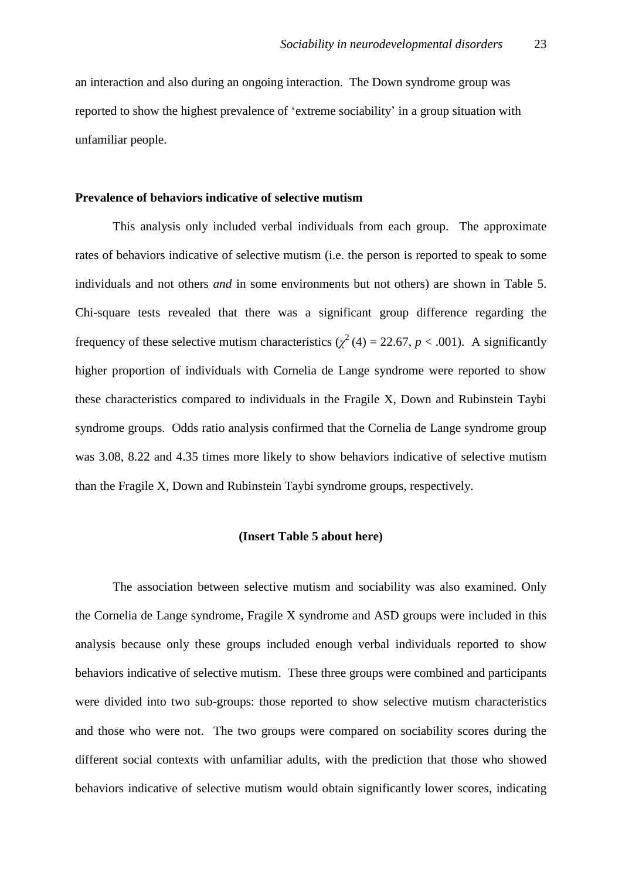an interaction and also during an ongoing interaction. The Down syndrome group was reported to show the highest prevalence of 'extreme sociability' in a group situation with unfamiliar people.

**Prevalence of behaviors indicative of selective mutism**

This analysis only included verbal individuals from each group. The approximate rates of behaviors indicative of selective mutism (i.e. the person is reported to speak to some individuals and not others *and* in some environments but not others) are shown in Table 5. Chi-square tests revealed that there was a significant group difference regarding the frequency of these selective mutism characteristics ($\chi^2$ (4) = 22.67, $p < .001$). A significantly higher proportion of individuals with Cornelia de Lange syndrome were reported to show these characteristics compared to individuals in the Fragile X, Down and Rubinstein Taybi syndrome groups. Odds ratio analysis confirmed that the Cornelia de Lange syndrome group was 3.08, 8.22 and 4.35 times more likely to show behaviors indicative of selective mutism than the Fragile X, Down and Rubinstein Taybi syndrome groups, respectively.

**(Insert Table 5 about here)**

The association between selective mutism and sociability was also examined. Only the Cornelia de Lange syndrome, Fragile X syndrome and ASD groups were included in this analysis because only these groups included enough verbal individuals reported to show behaviors indicative of selective mutism. These three groups were combined and participants were divided into two sub-groups: those reported to show selective mutism characteristics and those who were not. The two groups were compared on sociability scores during the different social contexts with unfamiliar adults, with the prediction that those who showed behaviors indicative of selective mutism would obtain significantly lower scores, indicating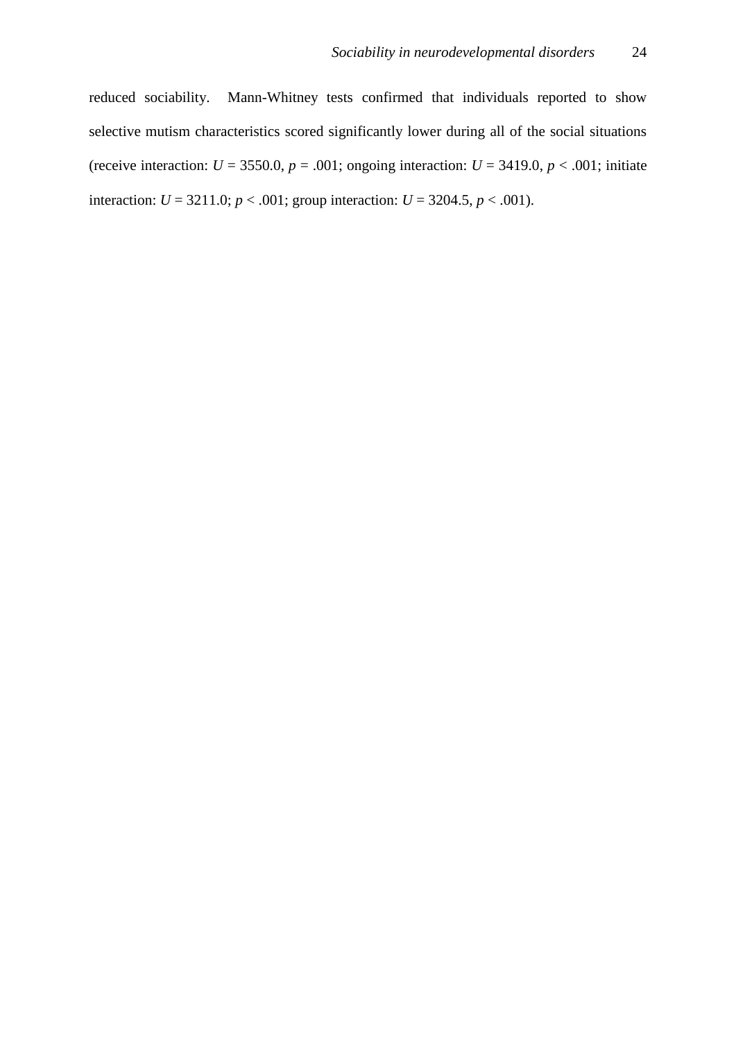reduced sociability. Mann-Whitney tests confirmed that individuals reported to show selective mutism characteristics scored significantly lower during all of the social situations (receive interaction: $U = 3550.0$, $p = .001$; ongoing interaction: $U = 3419.0$, $p < .001$; initiate interaction: $U = 3211.0$; $p < .001$; group interaction: $U = 3204.5$, $p < .001$).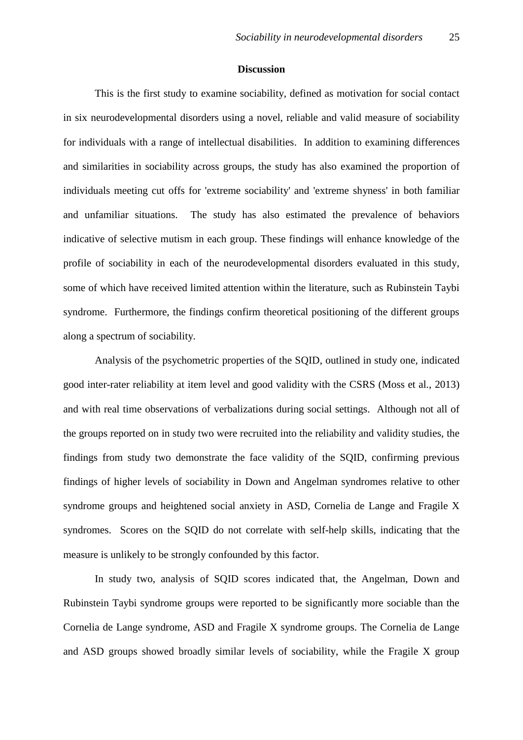## Discussion

This is the first study to examine sociability, defined as motivation for social contact in six neurodevelopmental disorders using a novel, reliable and valid measure of sociability for individuals with a range of intellectual disabilities. In addition to examining differences and similarities in sociability across groups, the study has also examined the proportion of individuals meeting cut offs for 'extreme sociability' and 'extreme shyness' in both familiar and unfamiliar situations. The study has also estimated the prevalence of behaviors indicative of selective mutism in each group. These findings will enhance knowledge of the profile of sociability in each of the neurodevelopmental disorders evaluated in this study, some of which have received limited attention within the literature, such as Rubinstein Taybi syndrome. Furthermore, the findings confirm theoretical positioning of the different groups along a spectrum of sociability.

Analysis of the psychometric properties of the SQID, outlined in study one, indicated good inter-rater reliability at item level and good validity with the CSRS (Moss et al., 2013) and with real time observations of verbalizations during social settings. Although not all of the groups reported on in study two were recruited into the reliability and validity studies, the findings from study two demonstrate the face validity of the SQID, confirming previous findings of higher levels of sociability in Down and Angelman syndromes relative to other syndrome groups and heightened social anxiety in ASD, Cornelia de Lange and Fragile X syndromes. Scores on the SQID do not correlate with self-help skills, indicating that the measure is unlikely to be strongly confounded by this factor.

In study two, analysis of SQID scores indicated that, the Angelman, Down and Rubinstein Taybi syndrome groups were reported to be significantly more sociable than the Cornelia de Lange syndrome, ASD and Fragile X syndrome groups. The Cornelia de Lange and ASD groups showed broadly similar levels of sociability, while the Fragile X group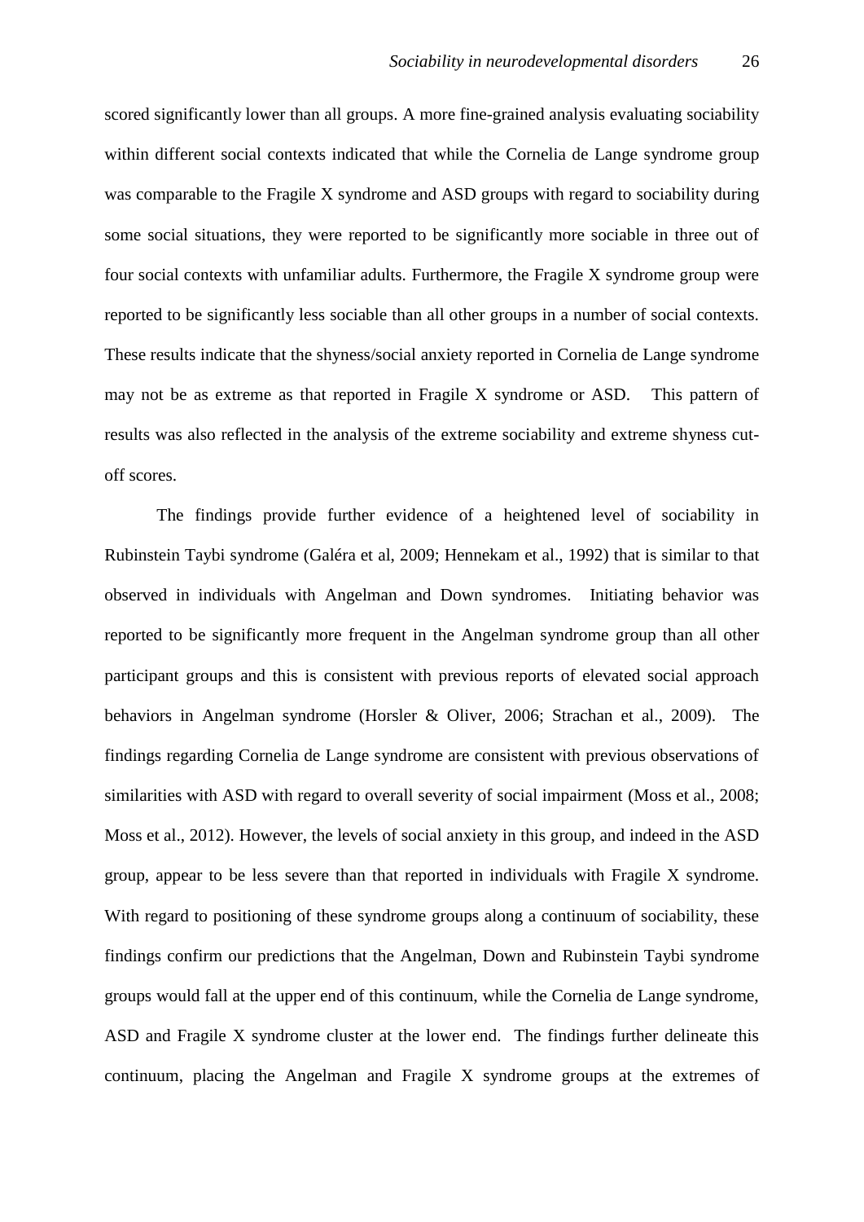scored significantly lower than all groups. A more fine-grained analysis evaluating sociability within different social contexts indicated that while the Cornelia de Lange syndrome group was comparable to the Fragile X syndrome and ASD groups with regard to sociability during some social situations, they were reported to be significantly more sociable in three out of four social contexts with unfamiliar adults. Furthermore, the Fragile X syndrome group were reported to be significantly less sociable than all other groups in a number of social contexts. These results indicate that the shyness/social anxiety reported in Cornelia de Lange syndrome may not be as extreme as that reported in Fragile X syndrome or ASD. This pattern of results was also reflected in the analysis of the extreme sociability and extreme shyness cut-off scores.

The findings provide further evidence of a heightened level of sociability in Rubinstein Taybi syndrome (Galéra et al, 2009; Hennekam et al., 1992) that is similar to that observed in individuals with Angelman and Down syndromes. Initiating behavior was reported to be significantly more frequent in the Angelman syndrome group than all other participant groups and this is consistent with previous reports of elevated social approach behaviors in Angelman syndrome (Horsler & Oliver, 2006; Strachan et al., 2009). The findings regarding Cornelia de Lange syndrome are consistent with previous observations of similarities with ASD with regard to overall severity of social impairment (Moss et al., 2008; Moss et al., 2012). However, the levels of social anxiety in this group, and indeed in the ASD group, appear to be less severe than that reported in individuals with Fragile X syndrome. With regard to positioning of these syndrome groups along a continuum of sociability, these findings confirm our predictions that the Angelman, Down and Rubinstein Taybi syndrome groups would fall at the upper end of this continuum, while the Cornelia de Lange syndrome, ASD and Fragile X syndrome cluster at the lower end. The findings further delineate this continuum, placing the Angelman and Fragile X syndrome groups at the extremes of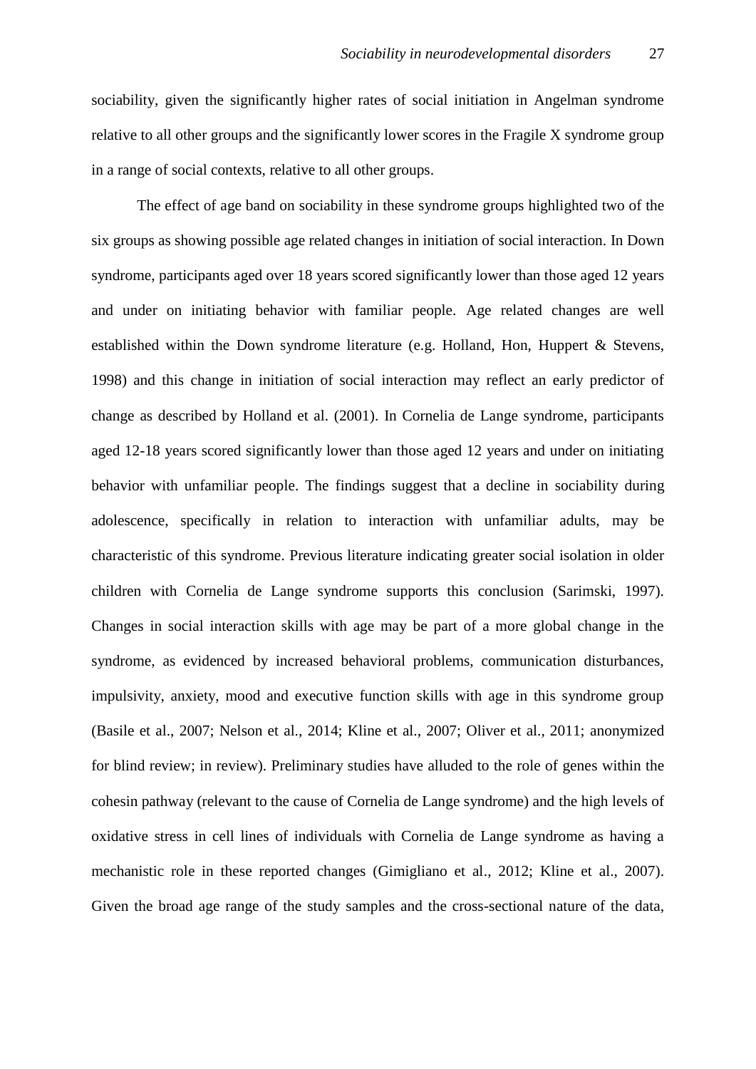sociability, given the significantly higher rates of social initiation in Angelman syndrome relative to all other groups and the significantly lower scores in the Fragile X syndrome group in a range of social contexts, relative to all other groups.

The effect of age band on sociability in these syndrome groups highlighted two of the six groups as showing possible age related changes in initiation of social interaction. In Down syndrome, participants aged over 18 years scored significantly lower than those aged 12 years and under on initiating behavior with familiar people. Age related changes are well established within the Down syndrome literature (e.g. Holland, Hon, Huppert & Stevens, 1998) and this change in initiation of social interaction may reflect an early predictor of change as described by Holland et al. (2001). In Cornelia de Lange syndrome, participants aged 12-18 years scored significantly lower than those aged 12 years and under on initiating behavior with unfamiliar people. The findings suggest that a decline in sociability during adolescence, specifically in relation to interaction with unfamiliar adults, may be characteristic of this syndrome. Previous literature indicating greater social isolation in older children with Cornelia de Lange syndrome supports this conclusion (Sarimski, 1997). Changes in social interaction skills with age may be part of a more global change in the syndrome, as evidenced by increased behavioral problems, communication disturbances, impulsivity, anxiety, mood and executive function skills with age in this syndrome group (Basile et al., 2007; Nelson et al., 2014; Kline et al., 2007; Oliver et al., 2011; anonymized for blind review; in review). Preliminary studies have alluded to the role of genes within the cohesin pathway (relevant to the cause of Cornelia de Lange syndrome) and the high levels of oxidative stress in cell lines of individuals with Cornelia de Lange syndrome as having a mechanistic role in these reported changes (Gimigliano et al., 2012; Kline et al., 2007). Given the broad age range of the study samples and the cross-sectional nature of the data,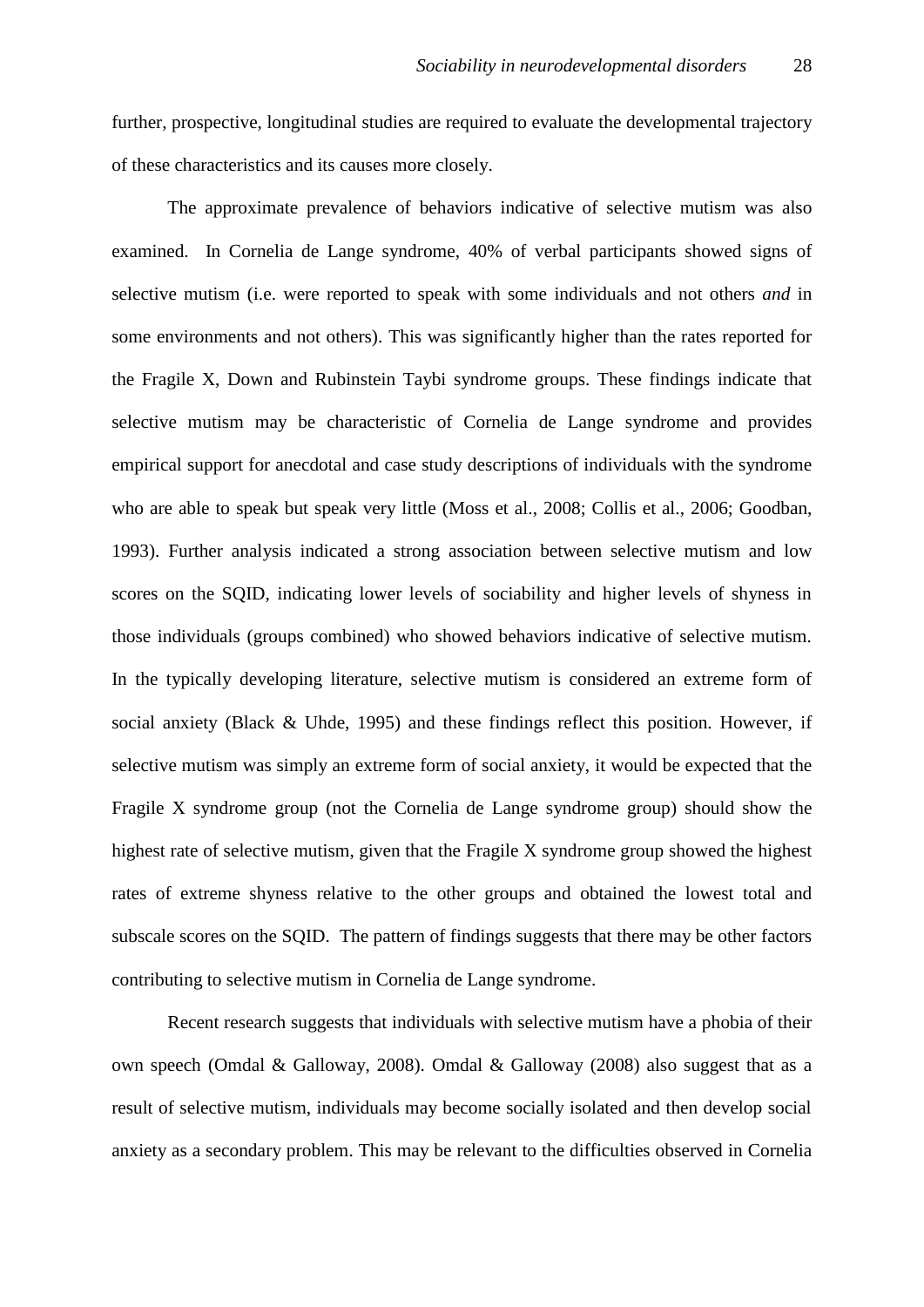further, prospective, longitudinal studies are required to evaluate the developmental trajectory of these characteristics and its causes more closely.

The approximate prevalence of behaviors indicative of selective mutism was also examined. In Cornelia de Lange syndrome, 40% of verbal participants showed signs of selective mutism (i.e. were reported to speak with some individuals and not others *and* in some environments and not others). This was significantly higher than the rates reported for the Fragile X, Down and Rubinstein Taybi syndrome groups. These findings indicate that selective mutism may be characteristic of Cornelia de Lange syndrome and provides empirical support for anecdotal and case study descriptions of individuals with the syndrome who are able to speak but speak very little (Moss et al., 2008; Collis et al., 2006; Goodban, 1993). Further analysis indicated a strong association between selective mutism and low scores on the SQID, indicating lower levels of sociability and higher levels of shyness in those individuals (groups combined) who showed behaviors indicative of selective mutism. In the typically developing literature, selective mutism is considered an extreme form of social anxiety (Black & Uhde, 1995) and these findings reflect this position. However, if selective mutism was simply an extreme form of social anxiety, it would be expected that the Fragile X syndrome group (not the Cornelia de Lange syndrome group) should show the highest rate of selective mutism, given that the Fragile X syndrome group showed the highest rates of extreme shyness relative to the other groups and obtained the lowest total and subscale scores on the SQID. The pattern of findings suggests that there may be other factors contributing to selective mutism in Cornelia de Lange syndrome.

Recent research suggests that individuals with selective mutism have a phobia of their own speech (Omdal & Galloway, 2008). Omdal & Galloway (2008) also suggest that as a result of selective mutism, individuals may become socially isolated and then develop social anxiety as a secondary problem. This may be relevant to the difficulties observed in Cornelia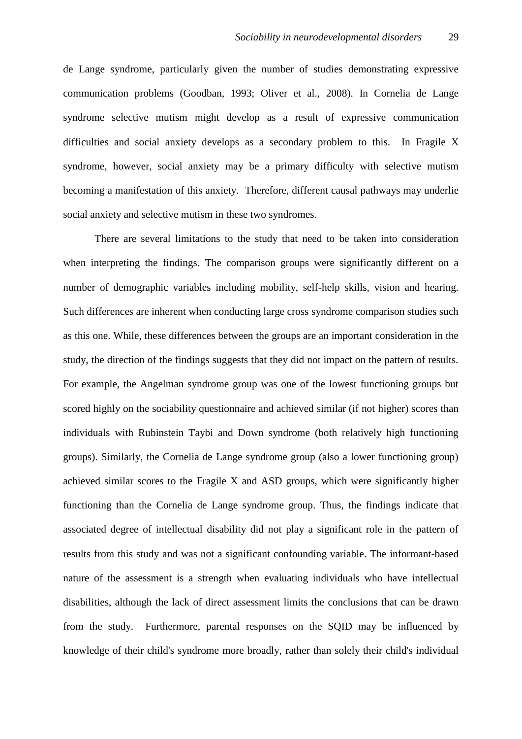de Lange syndrome, particularly given the number of studies demonstrating expressive communication problems (Goodban, 1993; Oliver et al., 2008). In Cornelia de Lange syndrome selective mutism might develop as a result of expressive communication difficulties and social anxiety develops as a secondary problem to this. In Fragile X syndrome, however, social anxiety may be a primary difficulty with selective mutism becoming a manifestation of this anxiety. Therefore, different causal pathways may underlie social anxiety and selective mutism in these two syndromes.

There are several limitations to the study that need to be taken into consideration when interpreting the findings. The comparison groups were significantly different on a number of demographic variables including mobility, self-help skills, vision and hearing. Such differences are inherent when conducting large cross syndrome comparison studies such as this one. While, these differences between the groups are an important consideration in the study, the direction of the findings suggests that they did not impact on the pattern of results. For example, the Angelman syndrome group was one of the lowest functioning groups but scored highly on the sociability questionnaire and achieved similar (if not higher) scores than individuals with Rubinstein Taybi and Down syndrome (both relatively high functioning groups). Similarly, the Cornelia de Lange syndrome group (also a lower functioning group) achieved similar scores to the Fragile X and ASD groups, which were significantly higher functioning than the Cornelia de Lange syndrome group. Thus, the findings indicate that associated degree of intellectual disability did not play a significant role in the pattern of results from this study and was not a significant confounding variable. The informant-based nature of the assessment is a strength when evaluating individuals who have intellectual disabilities, although the lack of direct assessment limits the conclusions that can be drawn from the study. Furthermore, parental responses on the SQID may be influenced by knowledge of their child's syndrome more broadly, rather than solely their child's individual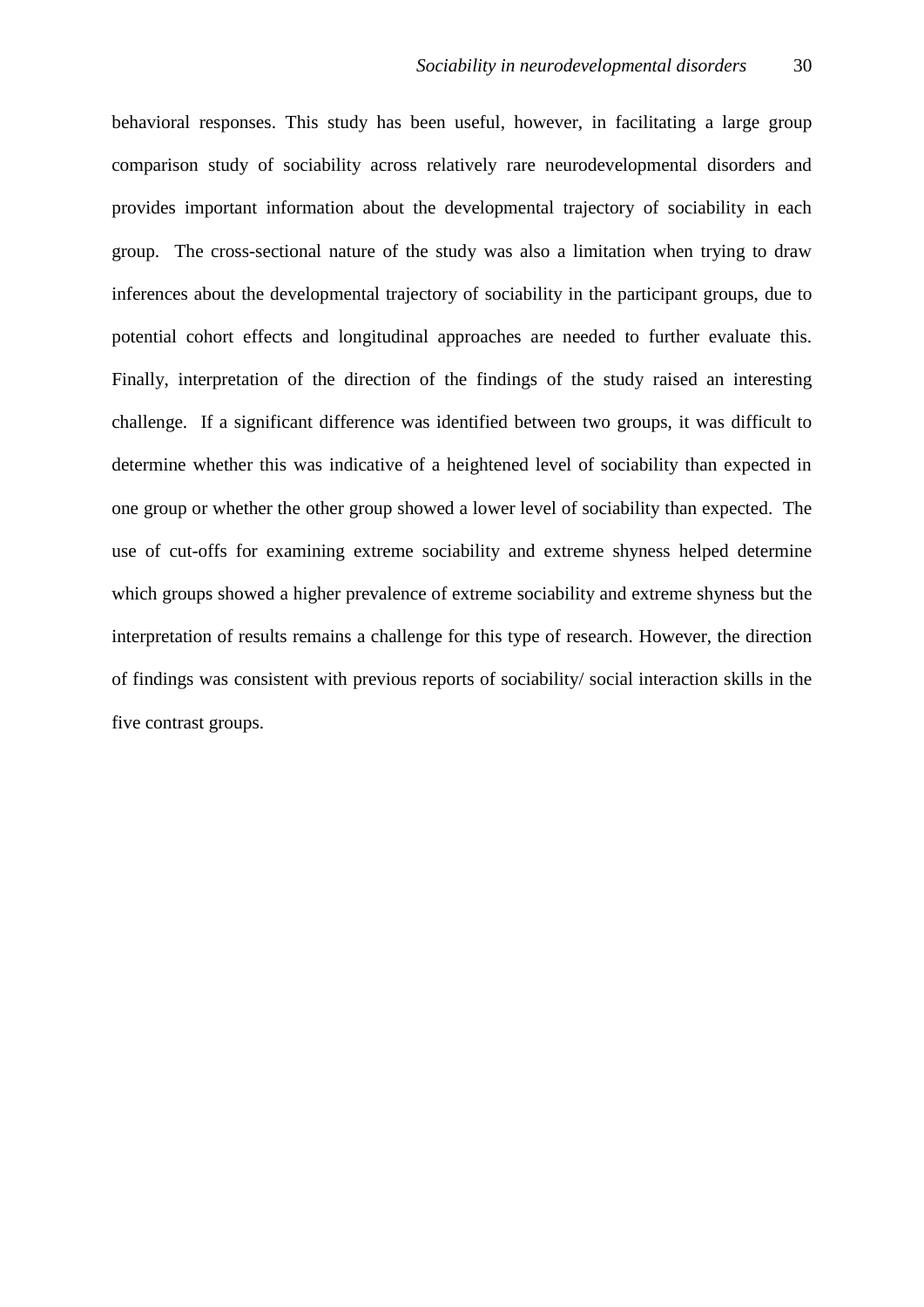behavioral responses. This study has been useful, however, in facilitating a large group comparison study of sociability across relatively rare neurodevelopmental disorders and provides important information about the developmental trajectory of sociability in each group. The cross-sectional nature of the study was also a limitation when trying to draw inferences about the developmental trajectory of sociability in the participant groups, due to potential cohort effects and longitudinal approaches are needed to further evaluate this. Finally, interpretation of the direction of the findings of the study raised an interesting challenge. If a significant difference was identified between two groups, it was difficult to determine whether this was indicative of a heightened level of sociability than expected in one group or whether the other group showed a lower level of sociability than expected. The use of cut-offs for examining extreme sociability and extreme shyness helped determine which groups showed a higher prevalence of extreme sociability and extreme shyness but the interpretation of results remains a challenge for this type of research. However, the direction of findings was consistent with previous reports of sociability/ social interaction skills in the five contrast groups.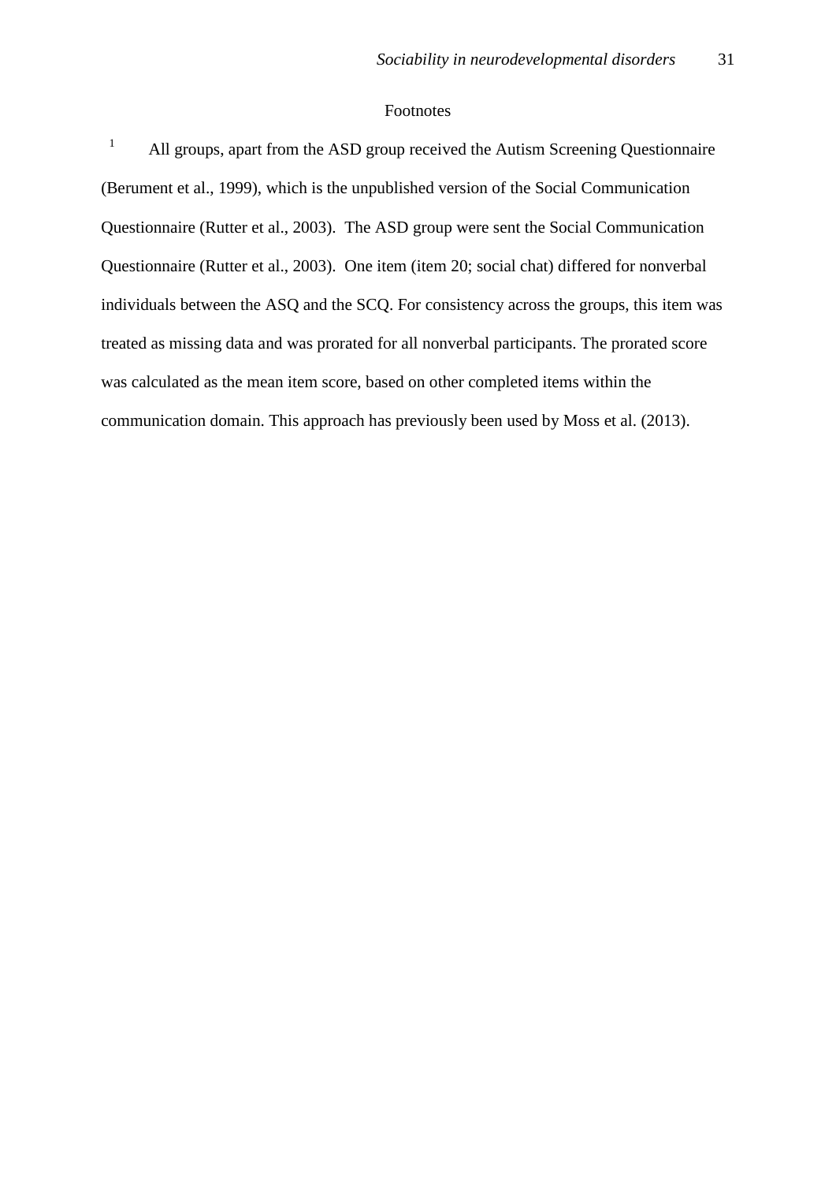# Footnotes

[1] All groups, apart from the ASD group received the Autism Screening Questionnaire (Berument et al., 1999), which is the unpublished version of the Social Communication Questionnaire (Rutter et al., 2003). The ASD group were sent the Social Communication Questionnaire (Rutter et al., 2003). One item (item 20; social chat) differed for nonverbal individuals between the ASQ and the SCQ. For consistency across the groups, this item was treated as missing data and was prorated for all nonverbal participants. The prorated score was calculated as the mean item score, based on other completed items within the communication domain. This approach has previously been used by Moss et al. (2013).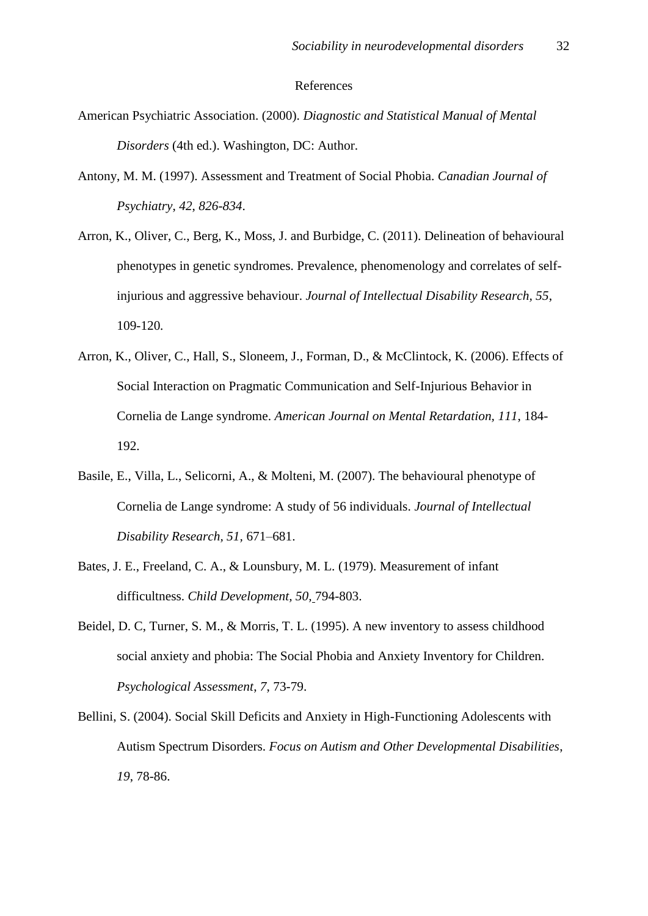# References

American Psychiatric Association. (2000). *Diagnostic and Statistical Manual of Mental Disorders* (4th ed.). Washington, DC: Author.

Antony, M. M. (1997). Assessment and Treatment of Social Phobia. *Canadian Journal of Psychiatry*, *42*, *826-834*.

Arron, K., Oliver, C., Berg, K., Moss, J. and Burbidge, C. (2011). Delineation of behavioural phenotypes in genetic syndromes. Prevalence, phenomenology and correlates of self-injurious and aggressive behaviour. *Journal of Intellectual Disability Research*, *55*, 109-120.

Arron, K., Oliver, C., Hall, S., Sloneem, J., Forman, D., & McClintock, K. (2006). Effects of Social Interaction on Pragmatic Communication and Self-Injurious Behavior in Cornelia de Lange syndrome. *American Journal on Mental Retardation, 111*, 184-192.

Basile, E., Villa, L., Selicorni, A., & Molteni, M. (2007). The behavioural phenotype of Cornelia de Lange syndrome: A study of 56 individuals. *Journal of Intellectual Disability Research, 51,* 671–681.

Bates, J. E., Freeland, C. A., & Lounsbury, M. L. (1979). Measurement of infant difficultness. *Child Development, 50,* 794-803.

Beidel, D. C, Turner, S. M., & Morris, T. L. (1995). A new inventory to assess childhood social anxiety and phobia: The Social Phobia and Anxiety Inventory for Children. *Psychological Assessment*, *7*, 73-79.

Bellini, S. (2004). Social Skill Deficits and Anxiety in High-Functioning Adolescents with Autism Spectrum Disorders. *Focus on Autism and Other Developmental Disabilities*, *19*, 78-86.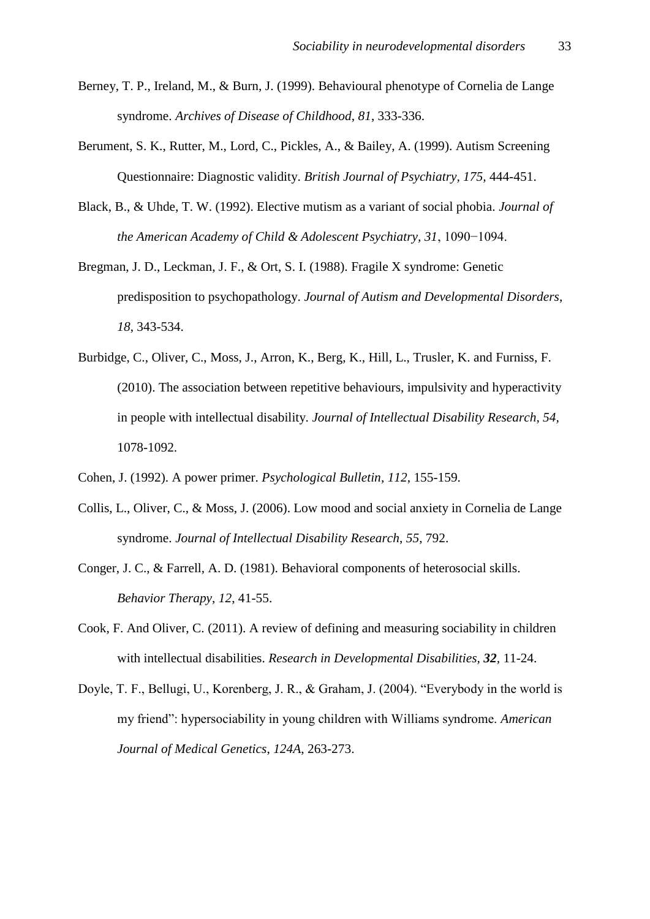Berney, T. P., Ireland, M., & Burn, J. (1999). Behavioural phenotype of Cornelia de Lange syndrome. *Archives of Disease of Childhood*, *81*, 333-336.

Berument, S. K., Rutter, M., Lord, C., Pickles, A., & Bailey, A. (1999). Autism Screening Questionnaire: Diagnostic validity. *British Journal of Psychiatry, 175,* 444-451.

Black, B., & Uhde, T. W. (1992). Elective mutism as a variant of social phobia. *Journal of the American Academy of Child & Adolescent Psychiatry*, *31*, 1090−1094.

Bregman, J. D., Leckman, J. F., & Ort, S. I. (1988). Fragile X syndrome: Genetic predisposition to psychopathology. *Journal of Autism and Developmental Disorders*, *18*, 343-534.

Burbidge, C., Oliver, C., Moss, J., Arron, K., Berg, K., Hill, L., Trusler, K. and Furniss, F. (2010). The association between repetitive behaviours, impulsivity and hyperactivity in people with intellectual disability. *Journal of Intellectual Disability Research*, *54*, 1078-1092.

Cohen, J. (1992). A power primer. *Psychological Bulletin*, *112*, 155-159.

Collis, L., Oliver, C., & Moss, J. (2006). Low mood and social anxiety in Cornelia de Lange syndrome. *Journal of Intellectual Disability Research*, *55*, 792.

Conger, J. C., & Farrell, A. D. (1981). Behavioral components of heterosocial skills. *Behavior Therapy*, *12*, 41-55.

Cook, F. And Oliver, C. (2011). A review of defining and measuring sociability in children with intellectual disabilities. *Research in Developmental Disabilities*, ***32***, 11-24.

Doyle, T. F., Bellugi, U., Korenberg, J. R., & Graham, J. (2004). "Everybody in the world is my friend": hypersociability in young children with Williams syndrome. *American Journal of Medical Genetics*, *124A*, 263-273.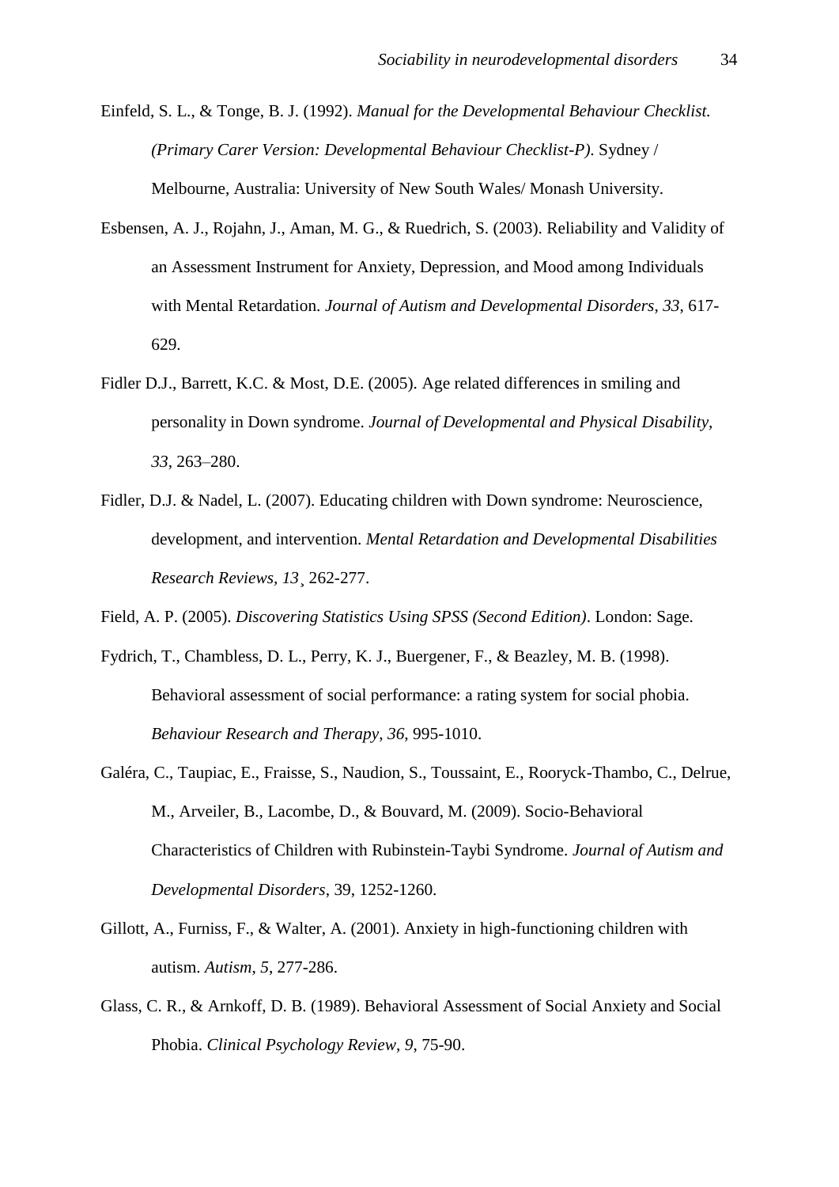Einfeld, S. L., & Tonge, B. J. (1992). *Manual for the Developmental Behaviour Checklist. (Primary Carer Version: Developmental Behaviour Checklist-P)*. Sydney / Melbourne, Australia: University of New South Wales/ Monash University.

Esbensen, A. J., Rojahn, J., Aman, M. G., & Ruedrich, S. (2003). Reliability and Validity of an Assessment Instrument for Anxiety, Depression, and Mood among Individuals with Mental Retardation. *Journal of Autism and Developmental Disorders, 33*, 617-629.

Fidler D.J., Barrett, K.C. & Most, D.E. (2005). Age related differences in smiling and personality in Down syndrome. *Journal of Developmental and Physical Disability, 33*, 263–280.

Fidler, D.J. & Nadel, L. (2007). Educating children with Down syndrome: Neuroscience, development, and intervention. *Mental Retardation and Developmental Disabilities Research Reviews, 13*¸ 262-277.

Field, A. P. (2005). *Discovering Statistics Using SPSS (Second Edition)*. London: Sage.

Fydrich, T., Chambless, D. L., Perry, K. J., Buergener, F., & Beazley, M. B. (1998). Behavioral assessment of social performance: a rating system for social phobia. *Behaviour Research and Therapy*, *36*, 995-1010.

Galéra, C., Taupiac, E., Fraisse, S., Naudion, S., Toussaint, E., Rooryck-Thambo, C., Delrue, M., Arveiler, B., Lacombe, D., & Bouvard, M. (2009). Socio-Behavioral Characteristics of Children with Rubinstein-Taybi Syndrome. *Journal of Autism and Developmental Disorders*, 39, 1252-1260.

Gillott, A., Furniss, F., & Walter, A. (2001). Anxiety in high-functioning children with autism. *Autism*, *5*, 277-286.

Glass, C. R., & Arnkoff, D. B. (1989). Behavioral Assessment of Social Anxiety and Social Phobia. *Clinical Psychology Review*, *9*, 75-90.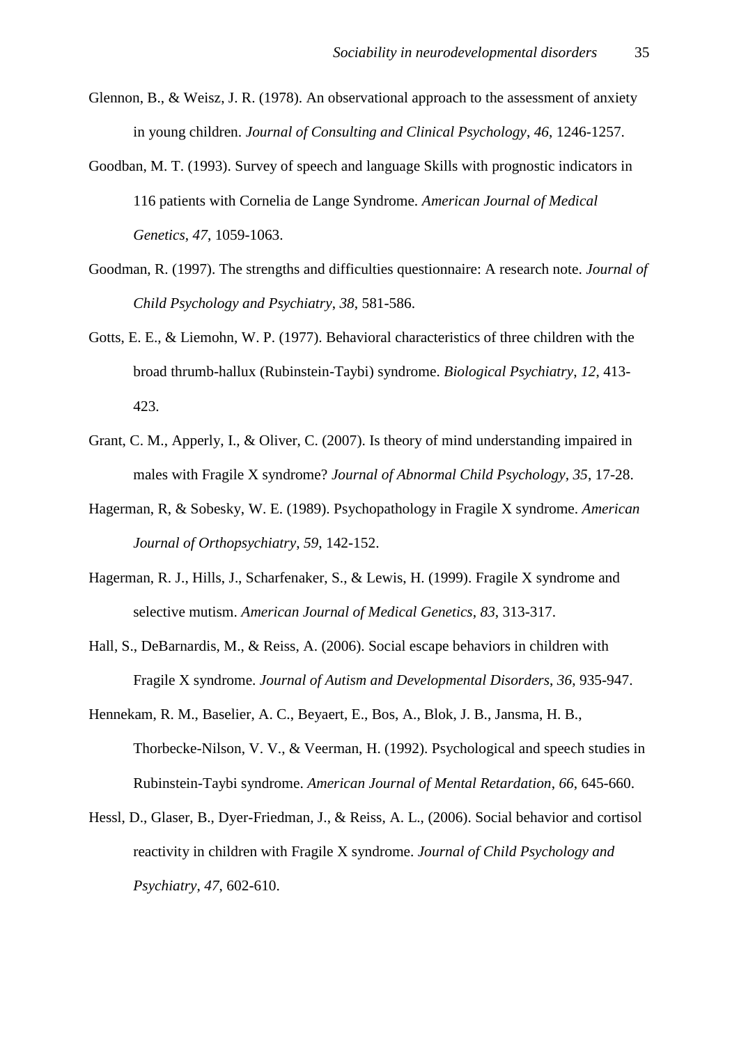Glennon, B., & Weisz, J. R. (1978). An observational approach to the assessment of anxiety in young children. *Journal of Consulting and Clinical Psychology*, *46*, 1246-1257.

Goodban, M. T. (1993). Survey of speech and language Skills with prognostic indicators in 116 patients with Cornelia de Lange Syndrome. *American Journal of Medical Genetics*, *47*, 1059-1063.

Goodman, R. (1997). The strengths and difficulties questionnaire: A research note. *Journal of Child Psychology and Psychiatry*, *38*, 581-586.

Gotts, E. E., & Liemohn, W. P. (1977). Behavioral characteristics of three children with the broad thrumb-hallux (Rubinstein-Taybi) syndrome. *Biological Psychiatry*, *12*, 413-423.

Grant, C. M., Apperly, I., & Oliver, C. (2007). Is theory of mind understanding impaired in males with Fragile X syndrome? *Journal of Abnormal Child Psychology*, *35*, 17-28.

Hagerman, R, & Sobesky, W. E. (1989). Psychopathology in Fragile X syndrome. *American Journal of Orthopsychiatry*, *59*, 142-152.

Hagerman, R. J., Hills, J., Scharfenaker, S., & Lewis, H. (1999). Fragile X syndrome and selective mutism. *American Journal of Medical Genetics*, *83*, 313-317.

Hall, S., DeBarnardis, M., & Reiss, A. (2006). Social escape behaviors in children with Fragile X syndrome. *Journal of Autism and Developmental Disorders*, *36*, 935-947.

Hennekam, R. M., Baselier, A. C., Beyaert, E., Bos, A., Blok, J. B., Jansma, H. B., Thorbecke-Nilson, V. V., & Veerman, H. (1992). Psychological and speech studies in Rubinstein-Taybi syndrome. *American Journal of Mental Retardation*, *66*, 645-660.

Hessl, D., Glaser, B., Dyer-Friedman, J., & Reiss, A. L., (2006). Social behavior and cortisol reactivity in children with Fragile X syndrome. *Journal of Child Psychology and Psychiatry*, *47*, 602-610.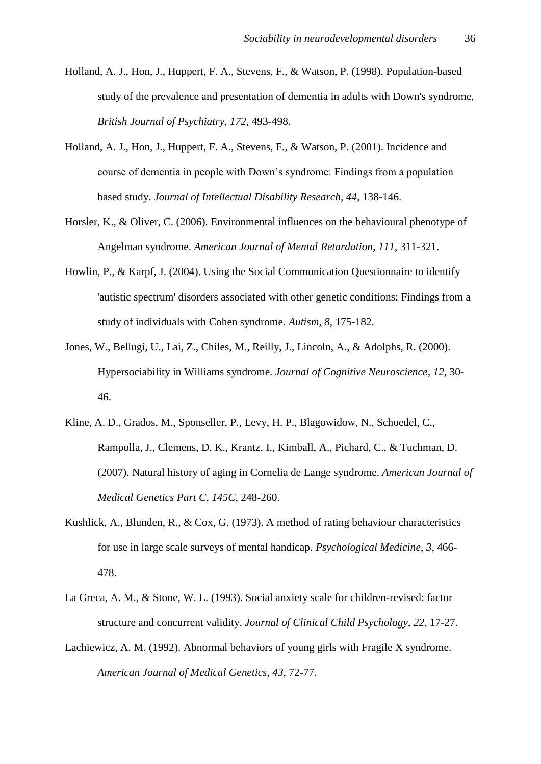Holland, A. J., Hon, J., Huppert, F. A., Stevens, F., & Watson, P. (1998). Population-based study of the prevalence and presentation of dementia in adults with Down's syndrome, *British Journal of Psychiatry, 172,* 493-498.

Holland, A. J., Hon, J., Huppert, F. A., Stevens, F., & Watson, P. (2001). Incidence and course of dementia in people with Down's syndrome: Findings from a population based study. *Journal of Intellectual Disability Research*, *44*, 138-146.

Horsler, K., & Oliver, C. (2006). Environmental influences on the behavioural phenotype of Angelman syndrome. *American Journal of Mental Retardation*, *111*, 311-321.

Howlin, P., & Karpf, J. (2004). Using the Social Communication Questionnaire to identify 'autistic spectrum' disorders associated with other genetic conditions: Findings from a study of individuals with Cohen syndrome. *Autism, 8,* 175-182.

Jones, W., Bellugi, U., Lai, Z., Chiles, M., Reilly, J., Lincoln, A., & Adolphs, R. (2000). Hypersociability in Williams syndrome. *Journal of Cognitive Neuroscience*, *12*, 30-46.

Kline, A. D., Grados, M., Sponseller, P., Levy, H. P., Blagowidow, N., Schoedel, C., Rampolla, J., Clemens, D. K., Krantz, I., Kimball, A., Pichard, C., & Tuchman, D. (2007). Natural history of aging in Cornelia de Lange syndrome. *American Journal of Medical Genetics Part C, 145C*, 248-260.

Kushlick, A., Blunden, R., & Cox, G. (1973). A method of rating behaviour characteristics for use in large scale surveys of mental handicap. *Psychological Medicine*, *3*, 466-478.

La Greca, A. M., & Stone, W. L. (1993). Social anxiety scale for children-revised: factor structure and concurrent validity. *Journal of Clinical Child Psychology*, *22*, 17-27.

Lachiewicz, A. M. (1992). Abnormal behaviors of young girls with Fragile X syndrome. *American Journal of Medical Genetics, 43*, 72-77.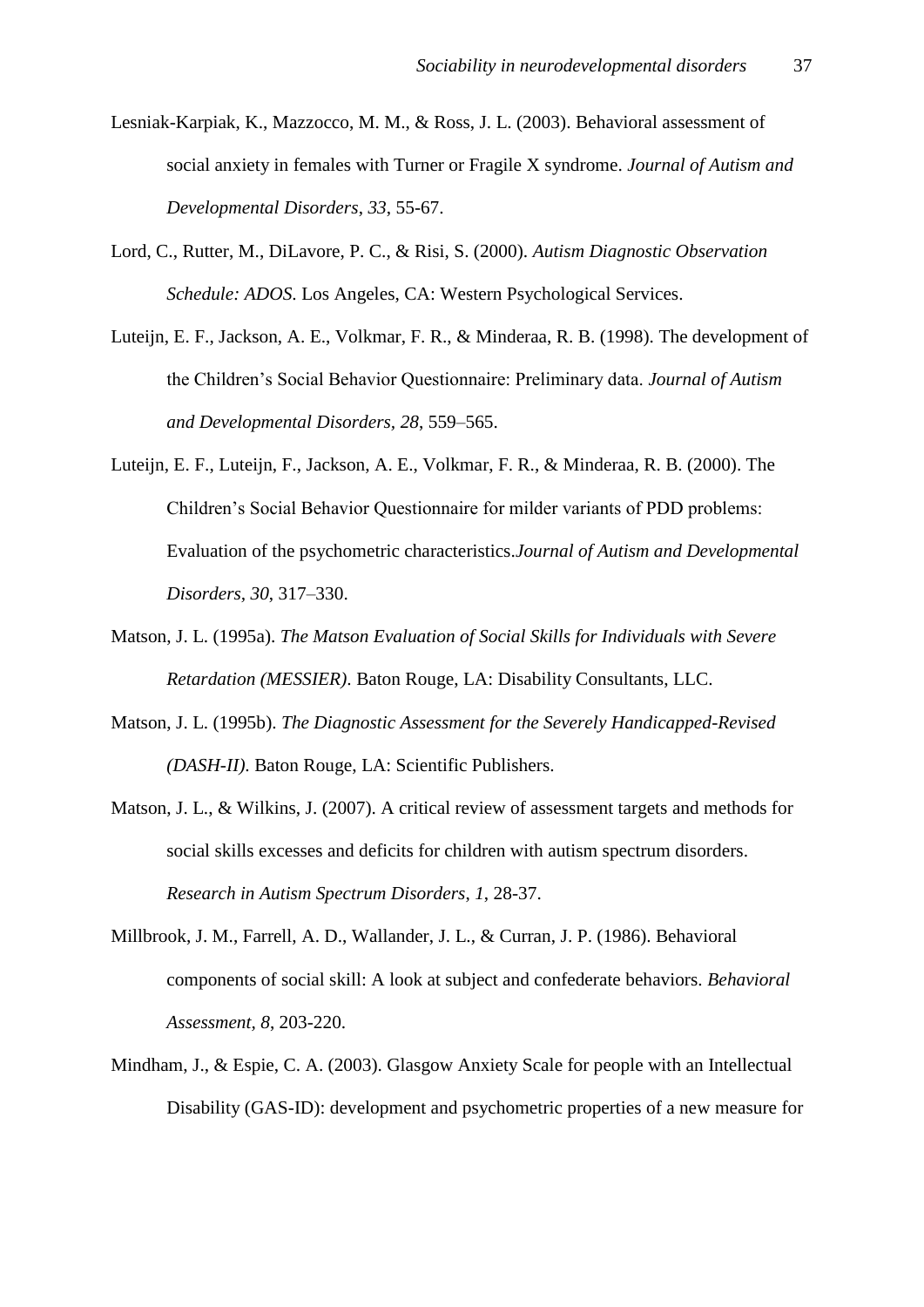Lesniak-Karpiak, K., Mazzocco, M. M., & Ross, J. L. (2003). Behavioral assessment of social anxiety in females with Turner or Fragile X syndrome. *Journal of Autism and Developmental Disorders*, *33*, 55-67.

Lord, C., Rutter, M., DiLavore, P. C., & Risi, S. (2000). *Autism Diagnostic Observation Schedule: ADOS*. Los Angeles, CA: Western Psychological Services.

Luteijn, E. F., Jackson, A. E., Volkmar, F. R., & Minderaa, R. B. (1998). The development of the Children's Social Behavior Questionnaire: Preliminary data. *Journal of Autism and Developmental Disorders, 28*, 559–565.

Luteijn, E. F., Luteijn, F., Jackson, A. E., Volkmar, F. R., & Minderaa, R. B. (2000). The Children's Social Behavior Questionnaire for milder variants of PDD problems: Evaluation of the psychometric characteristics.*Journal of Autism and Developmental Disorders, 30*, 317–330.

Matson, J. L. (1995a). *The Matson Evaluation of Social Skills for Individuals with Severe Retardation (MESSIER)*. Baton Rouge, LA: Disability Consultants, LLC.

Matson, J. L. (1995b). *The Diagnostic Assessment for the Severely Handicapped-Revised (DASH-II)*. Baton Rouge, LA: Scientific Publishers.

Matson, J. L., & Wilkins, J. (2007). A critical review of assessment targets and methods for social skills excesses and deficits for children with autism spectrum disorders. *Research in Autism Spectrum Disorders*, *1*, 28-37.

Millbrook, J. M., Farrell, A. D., Wallander, J. L., & Curran, J. P. (1986). Behavioral components of social skill: A look at subject and confederate behaviors. *Behavioral Assessment*, *8*, 203-220.

Mindham, J., & Espie, C. A. (2003). Glasgow Anxiety Scale for people with an Intellectual Disability (GAS-ID): development and psychometric properties of a new measure for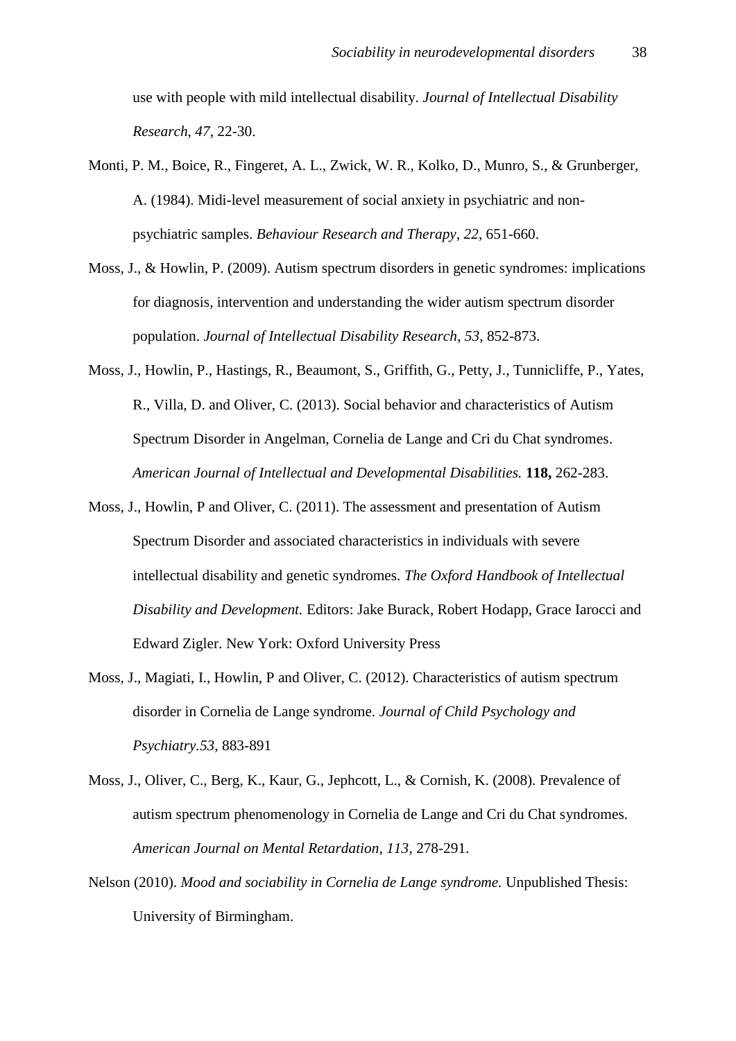use with people with mild intellectual disability. *Journal of Intellectual Disability Research, 47*, 22-30.

Monti, P. M., Boice, R., Fingeret, A. L., Zwick, W. R., Kolko, D., Munro, S., & Grunberger, A. (1984). Midi-level measurement of social anxiety in psychiatric and non-psychiatric samples. *Behaviour Research and Therapy, 22*, 651-660.

Moss, J., & Howlin, P. (2009). Autism spectrum disorders in genetic syndromes: implications for diagnosis, intervention and understanding the wider autism spectrum disorder population. *Journal of Intellectual Disability Research, 53,* 852-873.

Moss, J., Howlin, P., Hastings, R., Beaumont, S., Griffith, G., Petty, J., Tunnicliffe, P., Yates, R., Villa, D. and Oliver, C. (2013). Social behavior and characteristics of Autism Spectrum Disorder in Angelman, Cornelia de Lange and Cri du Chat syndromes. *American Journal of Intellectual and Developmental Disabilities.* **118,** 262-283.

Moss, J., Howlin, P and Oliver, C. (2011). The assessment and presentation of Autism Spectrum Disorder and associated characteristics in individuals with severe intellectual disability and genetic syndromes. *The Oxford Handbook of Intellectual Disability and Development.* Editors: Jake Burack, Robert Hodapp, Grace Iarocci and Edward Zigler. New York: Oxford University Press

Moss, J., Magiati, I., Howlin, P and Oliver, C. (2012). Characteristics of autism spectrum disorder in Cornelia de Lange syndrome. *Journal of Child Psychology and Psychiatry.53*, 883-891

Moss, J., Oliver, C., Berg, K., Kaur, G., Jephcott, L., & Cornish, K. (2008). Prevalence of autism spectrum phenomenology in Cornelia de Lange and Cri du Chat syndromes. *American Journal on Mental Retardation, 113*, 278-291.

Nelson (2010). *Mood and sociability in Cornelia de Lange syndrome.* Unpublished Thesis: University of Birmingham.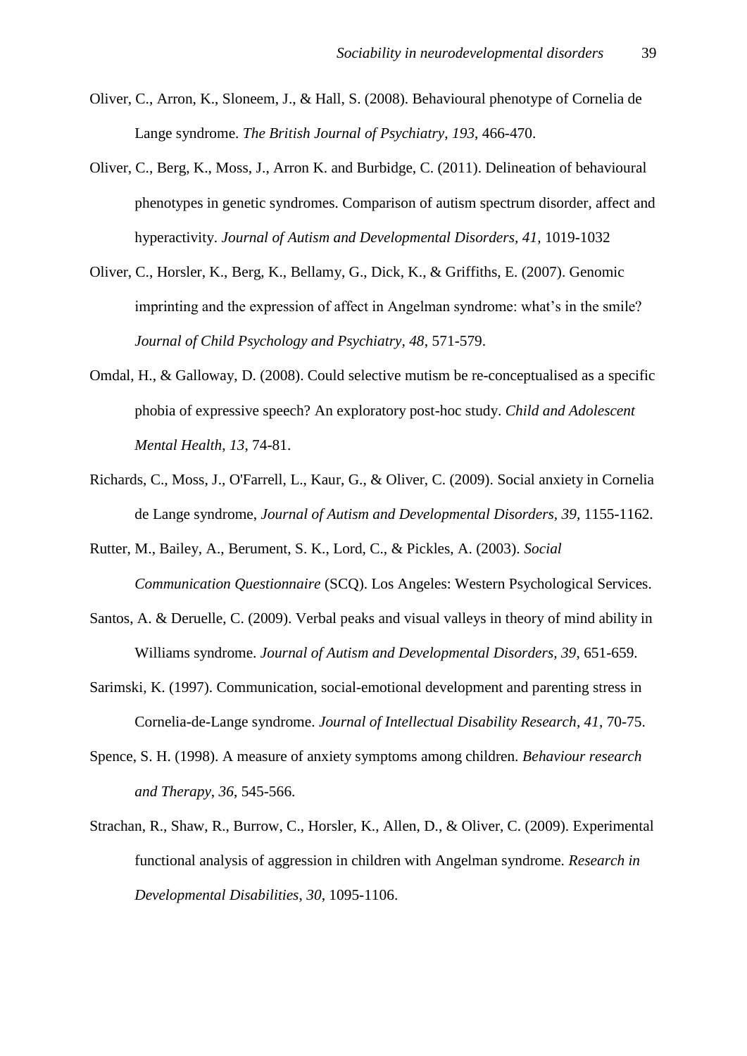Oliver, C., Arron, K., Sloneem, J., & Hall, S. (2008). Behavioural phenotype of Cornelia de Lange syndrome. *The British Journal of Psychiatry*, *193*, 466-470.

Oliver, C., Berg, K., Moss, J., Arron K. and Burbidge, C. (2011). Delineation of behavioural phenotypes in genetic syndromes. Comparison of autism spectrum disorder, affect and hyperactivity. *Journal of Autism and Developmental Disorders*, *41,* 1019-1032

Oliver, C., Horsler, K., Berg, K., Bellamy, G., Dick, K., & Griffiths, E. (2007). Genomic imprinting and the expression of affect in Angelman syndrome: what's in the smile? *Journal of Child Psychology and Psychiatry*, *48*, 571-579.

Omdal, H., & Galloway, D. (2008). Could selective mutism be re-conceptualised as a specific phobia of expressive speech? An exploratory post-hoc study. *Child and Adolescent Mental Health*, *13*, 74-81.

Richards, C., Moss, J., O'Farrell, L., Kaur, G., & Oliver, C. (2009). Social anxiety in Cornelia de Lange syndrome, *Journal of Autism and Developmental Disorders, 39,* 1155-1162.

Rutter, M., Bailey, A., Berument, S. K., Lord, C., & Pickles, A. (2003). *Social Communication Questionnaire* (SCQ). Los Angeles: Western Psychological Services.

Santos, A. & Deruelle, C. (2009). Verbal peaks and visual valleys in theory of mind ability in Williams syndrome. *Journal of Autism and Developmental Disorders, 39*, 651-659.

Sarimski, K. (1997). Communication, social-emotional development and parenting stress in Cornelia-de-Lange syndrome. *Journal of Intellectual Disability Research*, *41*, 70-75.

Spence, S. H. (1998). A measure of anxiety symptoms among children. *Behaviour research and Therapy*, *36*, 545-566.

Strachan, R., Shaw, R., Burrow, C., Horsler, K., Allen, D., & Oliver, C. (2009). Experimental functional analysis of aggression in children with Angelman syndrome. *Research in Developmental Disabilities*, *30*, 1095-1106.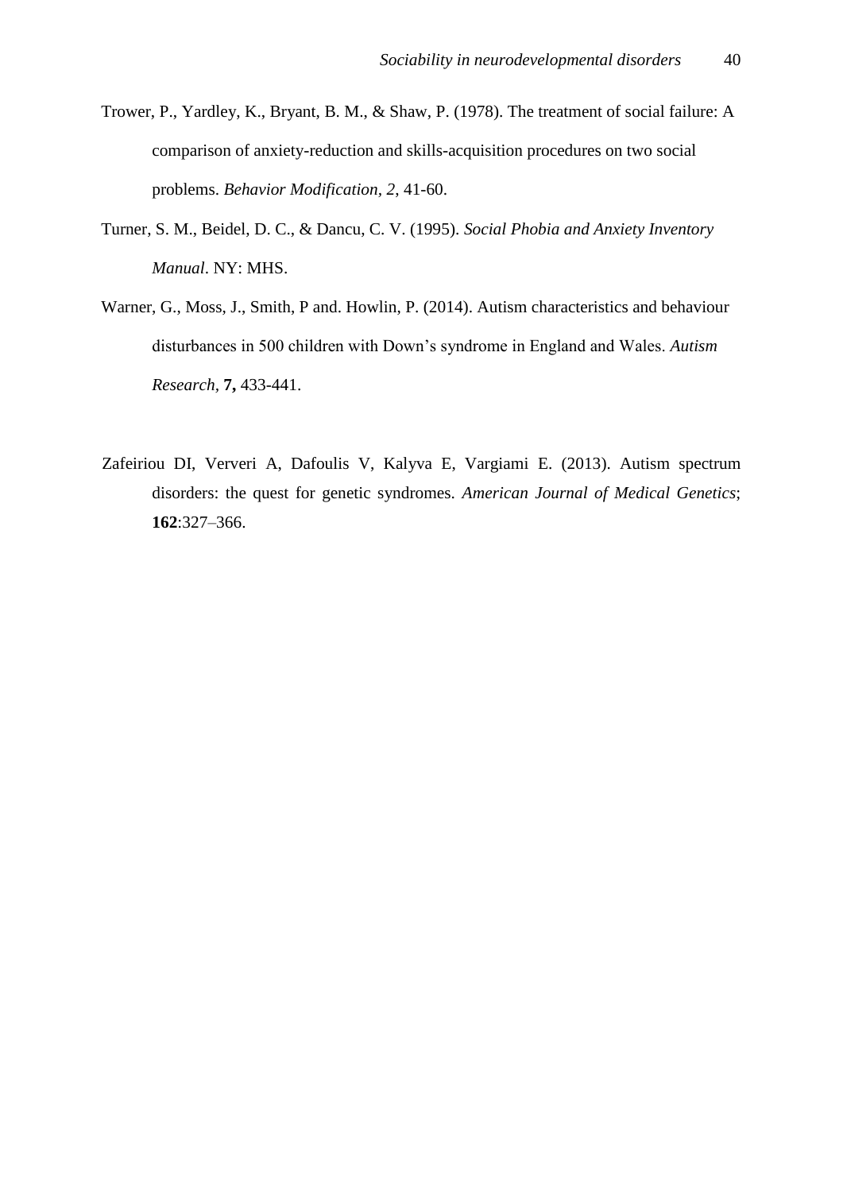Trower, P., Yardley, K., Bryant, B. M., & Shaw, P. (1978). The treatment of social failure: A comparison of anxiety-reduction and skills-acquisition procedures on two social problems. *Behavior Modification*, *2*, 41-60.

Turner, S. M., Beidel, D. C., & Dancu, C. V. (1995). *Social Phobia and Anxiety Inventory Manual*. NY: MHS.

Warner, G., Moss, J., Smith, P and. Howlin, P. (2014). Autism characteristics and behaviour disturbances in 500 children with Down's syndrome in England and Wales. *Autism Research,* **7,** 433-441.

Zafeiriou DI, Ververi A, Dafoulis V, Kalyva E, Vargiami E. (2013). Autism spectrum disorders: the quest for genetic syndromes. *American Journal of Medical Genetics*; **162**:327–366.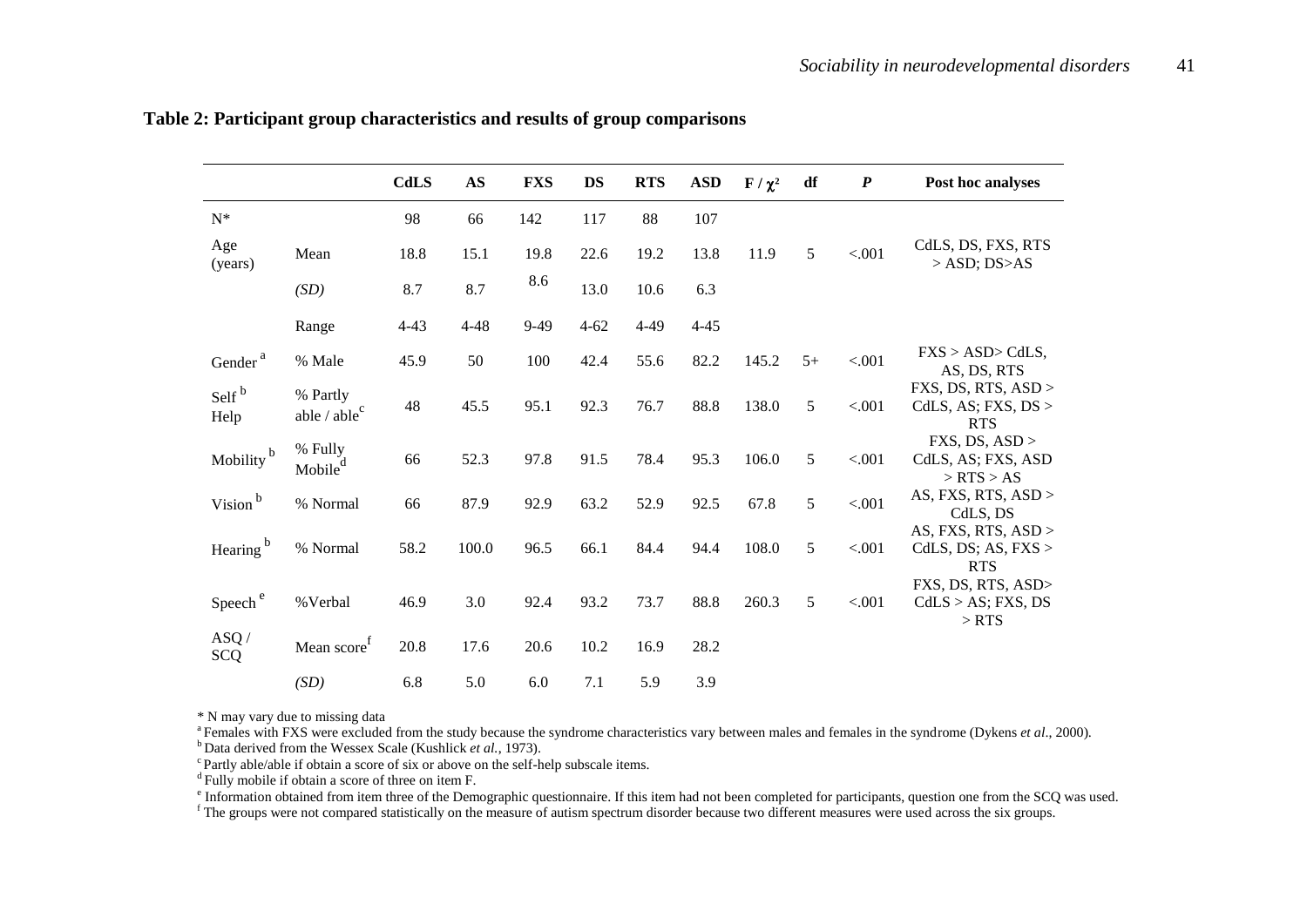**Table 2: Participant group characteristics and results of group comparisons**

| | | CdLS | AS | FXS | DS | RTS | ASD | F / $\chi^2$ | df | *P* | Post hoc analyses |
|---|---|---|---|---|---|---|---|---|---|---|---|
| N* | | 98 | 66 | 142 | 117 | 88 | 107 | | | | |
| Age (years) | Mean | 18.8 | 15.1 | 19.8 | 22.6 | 19.2 | 13.8 | 11.9 | 5 | <.001 | CdLS, DS, FXS, RTS > ASD; DS>AS |
| | *(SD)* | 8.7 | 8.7 | 8.6 | 13.0 | 10.6 | 6.3 | | | | |
| | Range | 4-43 | 4-48 | 9-49 | 4-62 | 4-49 | 4-45 | | | | |
| Gender [a] | % Male | 45.9 | 50 | 100 | 42.4 | 55.6 | 82.2 | 145.2 | 5+ | <.001 | FXS > ASD> CdLS, AS, DS, RTS |
| Self [b] Help | % Partly able / able [c] | 48 | 45.5 | 95.1 | 92.3 | 76.7 | 88.8 | 138.0 | 5 | <.001 | FXS, DS, RTS, ASD > CdLS, AS; FXS, DS > RTS |
| Mobility [b] | % Fully Mobile [d] | 66 | 52.3 | 97.8 | 91.5 | 78.4 | 95.3 | 106.0 | 5 | <.001 | FXS, DS, ASD > CdLS, AS; FXS, ASD > RTS > AS |
| Vision [b] | % Normal | 66 | 87.9 | 92.9 | 63.2 | 52.9 | 92.5 | 67.8 | 5 | <.001 | AS, FXS, RTS, ASD > CdLS, DS |
| Hearing [b] | % Normal | 58.2 | 100.0 | 96.5 | 66.1 | 84.4 | 94.4 | 108.0 | 5 | <.001 | AS, FXS, RTS, ASD > CdLS, DS; AS, FXS > RTS |
| Speech [e] | %Verbal | 46.9 | 3.0 | 92.4 | 93.2 | 73.7 | 88.8 | 260.3 | 5 | <.001 | FXS, DS, RTS, ASD> CdLS > AS; FXS, DS > RTS |
| ASQ / SCQ | Mean score [f] | 20.8 | 17.6 | 20.6 | 10.2 | 16.9 | 28.2 | | | | |
| | *(SD)* | 6.8 | 5.0 | 6.0 | 7.1 | 5.9 | 3.9 | | | | |

\* N may vary due to missing data

[a] Females with FXS were excluded from the study because the syndrome characteristics vary between males and females in the syndrome (Dykens *et al*., 2000).

[b] Data derived from the Wessex Scale (Kushlick *et al.*, 1973).

[c] Partly able/able if obtain a score of six or above on the self-help subscale items.

[d] Fully mobile if obtain a score of three on item F.

[e] Information obtained from item three of the Demographic questionnaire. If this item had not been completed for participants, question one from the SCQ was used.

[f] The groups were not compared statistically on the measure of autism spectrum disorder because two different measures were used across the six groups.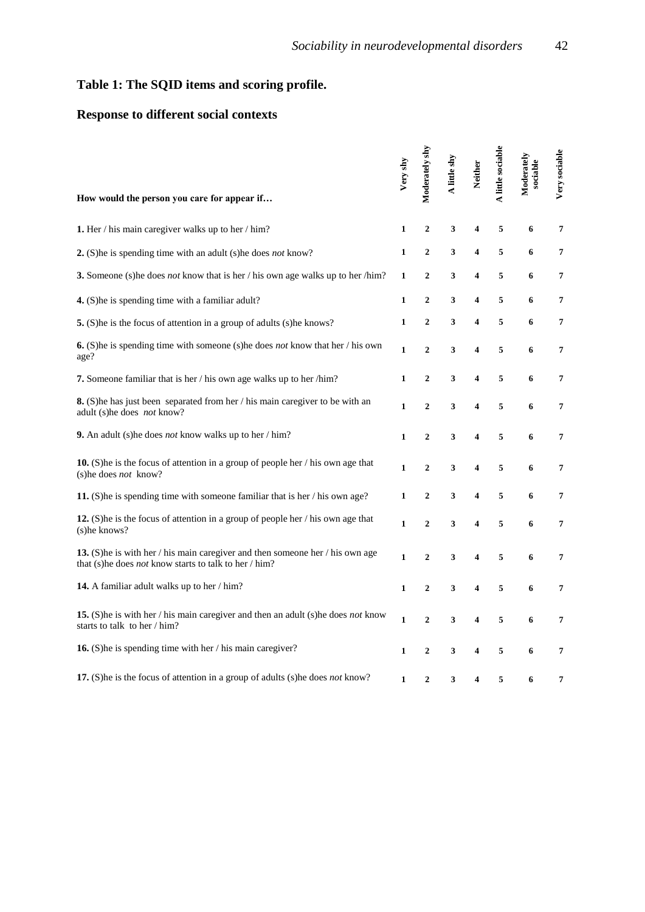## Table 1: The SQID items and scoring profile.

## Response to different social contexts

| How would the person you care for appear if… | Very shy | Moderately shy | A little shy | Neither | A little sociable | Moderately sociable | Very sociable |
|---|---|---|---|---|---|---|---|
| **1.** Her / his main caregiver walks up to her / him? | 1 | 2 | 3 | 4 | 5 | 6 | 7 |
| **2.** (S)he is spending time with an adult (s)he does *not* know? | 1 | 2 | 3 | 4 | 5 | 6 | 7 |
| **3.** Someone (s)he does *not* know that is her / his own age walks up to her /him? | 1 | 2 | 3 | 4 | 5 | 6 | 7 |
| **4.** (S)he is spending time with a familiar adult? | 1 | 2 | 3 | 4 | 5 | 6 | 7 |
| **5.** (S)he is the focus of attention in a group of adults (s)he knows? | 1 | 2 | 3 | 4 | 5 | 6 | 7 |
| **6.** (S)he is spending time with someone (s)he does *not* know that her / his own age? | 1 | 2 | 3 | 4 | 5 | 6 | 7 |
| **7.** Someone familiar that is her / his own age walks up to her /him? | 1 | 2 | 3 | 4 | 5 | 6 | 7 |
| **8.** (S)he has just been separated from her / his main caregiver to be with an adult (s)he does *not* know? | 1 | 2 | 3 | 4 | 5 | 6 | 7 |
| **9.** An adult (s)he does *not* know walks up to her / him? | 1 | 2 | 3 | 4 | 5 | 6 | 7 |
| **10.** (S)he is the focus of attention in a group of people her / his own age that (s)he does *not* know? | 1 | 2 | 3 | 4 | 5 | 6 | 7 |
| **11.** (S)he is spending time with someone familiar that is her / his own age? | 1 | 2 | 3 | 4 | 5 | 6 | 7 |
| **12.** (S)he is the focus of attention in a group of people her / his own age that (s)he knows? | 1 | 2 | 3 | 4 | 5 | 6 | 7 |
| **13.** (S)he is with her / his main caregiver and then someone her / his own age that (s)he does *not* know starts to talk to her / him? | 1 | 2 | 3 | 4 | 5 | 6 | 7 |
| **14.** A familiar adult walks up to her / him? | 1 | 2 | 3 | 4 | 5 | 6 | 7 |
| **15.** (S)he is with her / his main caregiver and then an adult (s)he does *not* know starts to talk to her / him? | 1 | 2 | 3 | 4 | 5 | 6 | 7 |
| **16.** (S)he is spending time with her / his main caregiver? | 1 | 2 | 3 | 4 | 5 | 6 | 7 |
| **17.** (S)he is the focus of attention in a group of adults (s)he does *not* know? | 1 | 2 | 3 | 4 | 5 | 6 | 7 |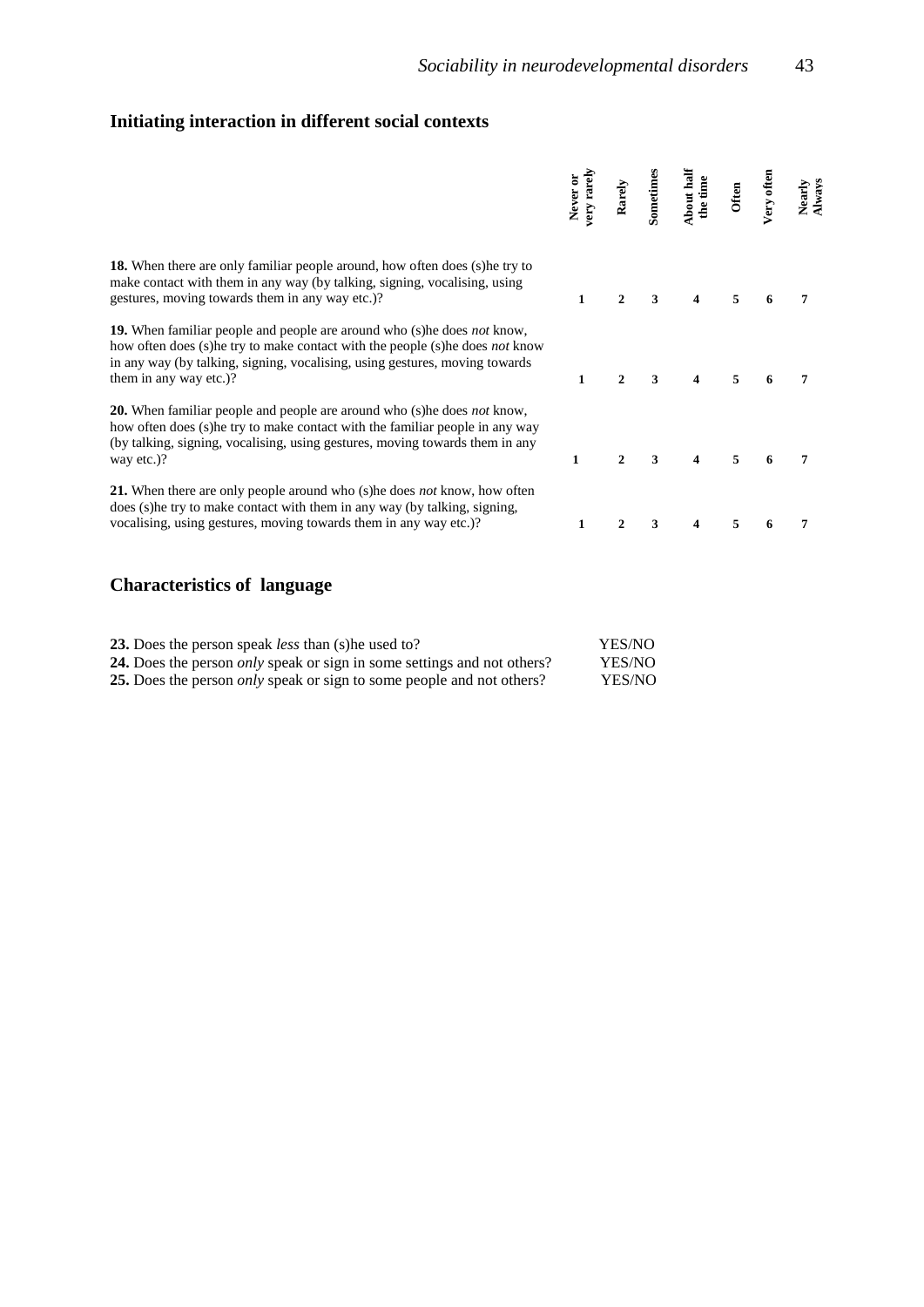## Initiating interaction in different social contexts

| | Never or very rarely | Rarely | Sometimes | About half the time | Often | Very often | Nearly Always |
|---|---|---|---|---|---|---|---|
| **18.** When there are only familiar people around, how often does (s)he try to make contact with them in any way (by talking, signing, vocalising, using gestures, moving towards them in any way etc.)? | 1 | 2 | 3 | 4 | 5 | 6 | 7 |
| **19.** When familiar people and people are around who (s)he does *not* know, how often does (s)he try to make contact with the people (s)he does *not* know in any way (by talking, signing, vocalising, using gestures, moving towards them in any way etc.)? | 1 | 2 | 3 | 4 | 5 | 6 | 7 |
| **20.** When familiar people and people are around who (s)he does *not* know, how often does (s)he try to make contact with the familiar people in any way (by talking, signing, vocalising, using gestures, moving towards them in any way etc.)? | 1 | 2 | 3 | 4 | 5 | 6 | 7 |
| **21.** When there are only people around who (s)he does *not* know, how often does (s)he try to make contact with them in any way (by talking, signing, vocalising, using gestures, moving towards them in any way etc.)? | 1 | 2 | 3 | 4 | 5 | 6 | 7 |

## Characteristics of language

| | |
|---|---|
| **23.** Does the person speak *less* than (s)he used to? | YES/NO |
| **24.** Does the person *only* speak or sign in some settings and not others? | YES/NO |
| **25.** Does the person *only* speak or sign to some people and not others? | YES/NO |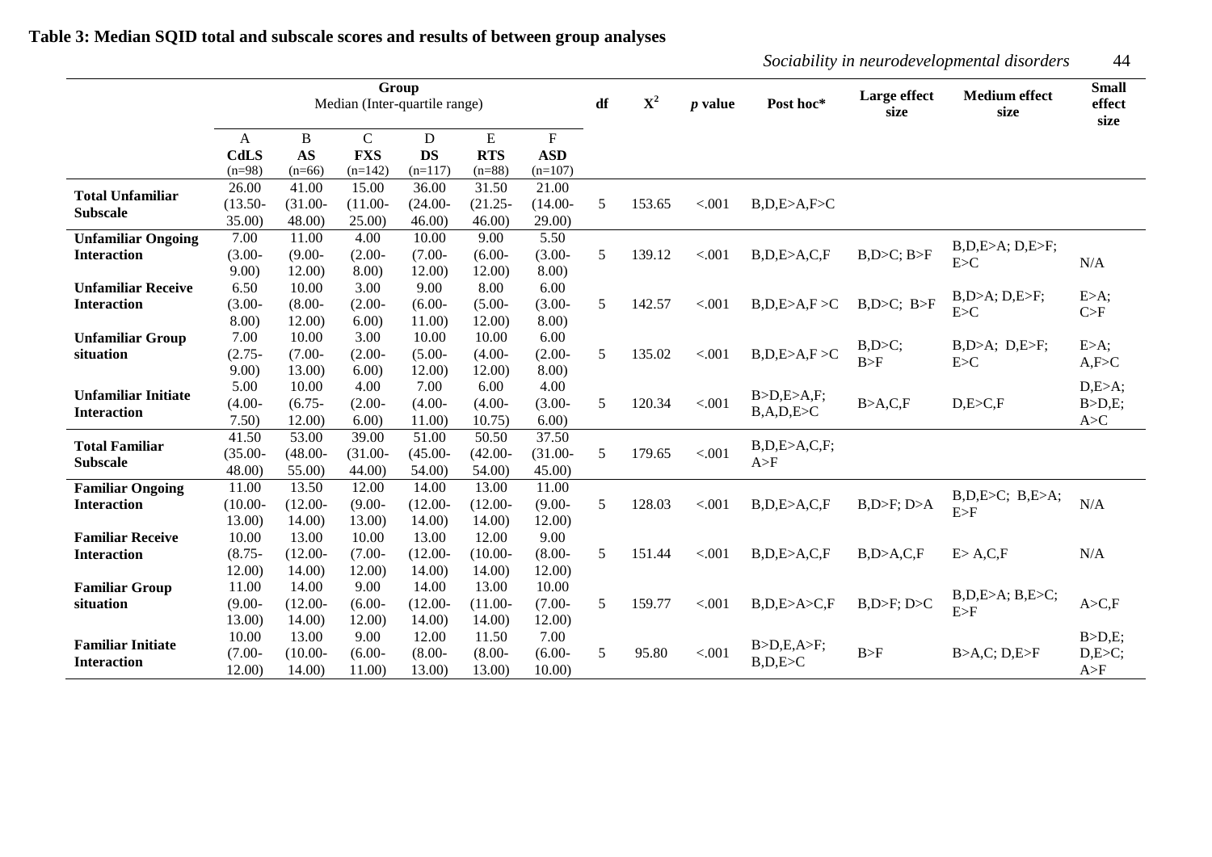**Table 3: Median SQID total and subscale scores and results of between group analyses**

| | Group Median (Inter-quartile range) | | | | | | df | $X^2$ | *p* value | Post hoc* | Large effect size | Medium effect size | Small effect size |
|---|---|---|---|---|---|---|---|---|---|---|---|---|---|
| | A **CdLS** (n=98) | B **AS** (n=66) | C **FXS** (n=142) | D **DS** (n=117) | E **RTS** (n=88) | F **ASD** (n=107) | | | | | | | |
| **Total Unfamiliar Subscale** | 26.00 (13.50-35.00) | 41.00 (31.00-48.00) | 15.00 (11.00-25.00) | 36.00 (24.00-46.00) | 31.50 (21.25-46.00) | 21.00 (14.00-29.00) | 5 | 153.65 | <.001 | B,D,E>A,F>C | | | |
| **Unfamiliar Ongoing Interaction** | 7.00 (3.00-9.00) | 11.00 (9.00-12.00) | 4.00 (2.00-8.00) | 10.00 (7.00-12.00) | 9.00 (6.00-12.00) | 5.50 (3.00-8.00) | 5 | 139.12 | <.001 | B,D,E>A,C,F | B,D>C; B>F | B,D,E>A; D,E>F; E>C | N/A |
| **Unfamiliar Receive Interaction** | 6.50 (3.00-8.00) | 10.00 (8.00-12.00) | 3.00 (2.00-6.00) | 9.00 (6.00-11.00) | 8.00 (5.00-12.00) | 6.00 (3.00-8.00) | 5 | 142.57 | <.001 | B,D,E>A,F >C | B,D>C; B>F | B,D>A; D,E>F; E>C | E>A; C>F |
| **Unfamiliar Group situation** | 7.00 (2.75-9.00) | 10.00 (7.00-13.00) | 3.00 (2.00-6.00) | 10.00 (5.00-12.00) | 10.00 (4.00-12.00) | 6.00 (2.00-8.00) | 5 | 135.02 | <.001 | B,D,E>A,F >C | B,D>C; B>F | B,D>A; D,E>F; E>C | E>A; A,F>C |
| **Unfamiliar Initiate Interaction** | 5.00 (4.00-7.50) | 10.00 (6.75-12.00) | 4.00 (2.00-6.00) | 7.00 (4.00-11.00) | 6.00 (4.00-10.75) | 4.00 (3.00-6.00) | 5 | 120.34 | <.001 | B>D,E>A,F; B,A,D,E>C | B>A,C,F | D,E>C,F | D,E>A; B>D,E; A>C |
| **Total Familiar Subscale** | 41.50 (35.00-48.00) | 53.00 (48.00-55.00) | 39.00 (31.00-44.00) | 51.00 (45.00-54.00) | 50.50 (42.00-54.00) | 37.50 (31.00-45.00) | 5 | 179.65 | <.001 | B,D,E>A,C,F; A>F | | | |
| **Familiar Ongoing Interaction** | 11.00 (10.00-13.00) | 13.50 (12.00-14.00) | 12.00 (9.00-13.00) | 14.00 (12.00-14.00) | 13.00 (12.00-14.00) | 11.00 (9.00-12.00) | 5 | 128.03 | <.001 | B,D,E>A,C,F | B,D>F; D>A | B,D,E>C; B,E>A; E>F | N/A |
| **Familiar Receive Interaction** | 10.00 (8.75-12.00) | 13.00 (12.00-14.00) | 10.00 (7.00-12.00) | 13.00 (12.00-14.00) | 12.00 (10.00-14.00) | 9.00 (8.00-12.00) | 5 | 151.44 | <.001 | B,D,E>A,C,F | B,D>A,C,F | E> A,C,F | N/A |
| **Familiar Group situation** | 11.00 (9.00-13.00) | 14.00 (12.00-14.00) | 9.00 (6.00-12.00) | 14.00 (12.00-14.00) | 13.00 (11.00-14.00) | 10.00 (7.00-12.00) | 5 | 159.77 | <.001 | B,D,E>A>C,F | B,D>F; D>C | B,D,E>A; B,E>C; E>F | A>C,F |
| **Familiar Initiate Interaction** | 10.00 (7.00-12.00) | 13.00 (10.00-14.00) | 9.00 (6.00-11.00) | 12.00 (8.00-13.00) | 11.50 (8.00-13.00) | 7.00 (6.00-10.00) | 5 | 95.80 | <.001 | B>D,E,A>F; B,D,E>C | B>F | B>A,C; D,E>F | B>D,E; D,E>C; A>F |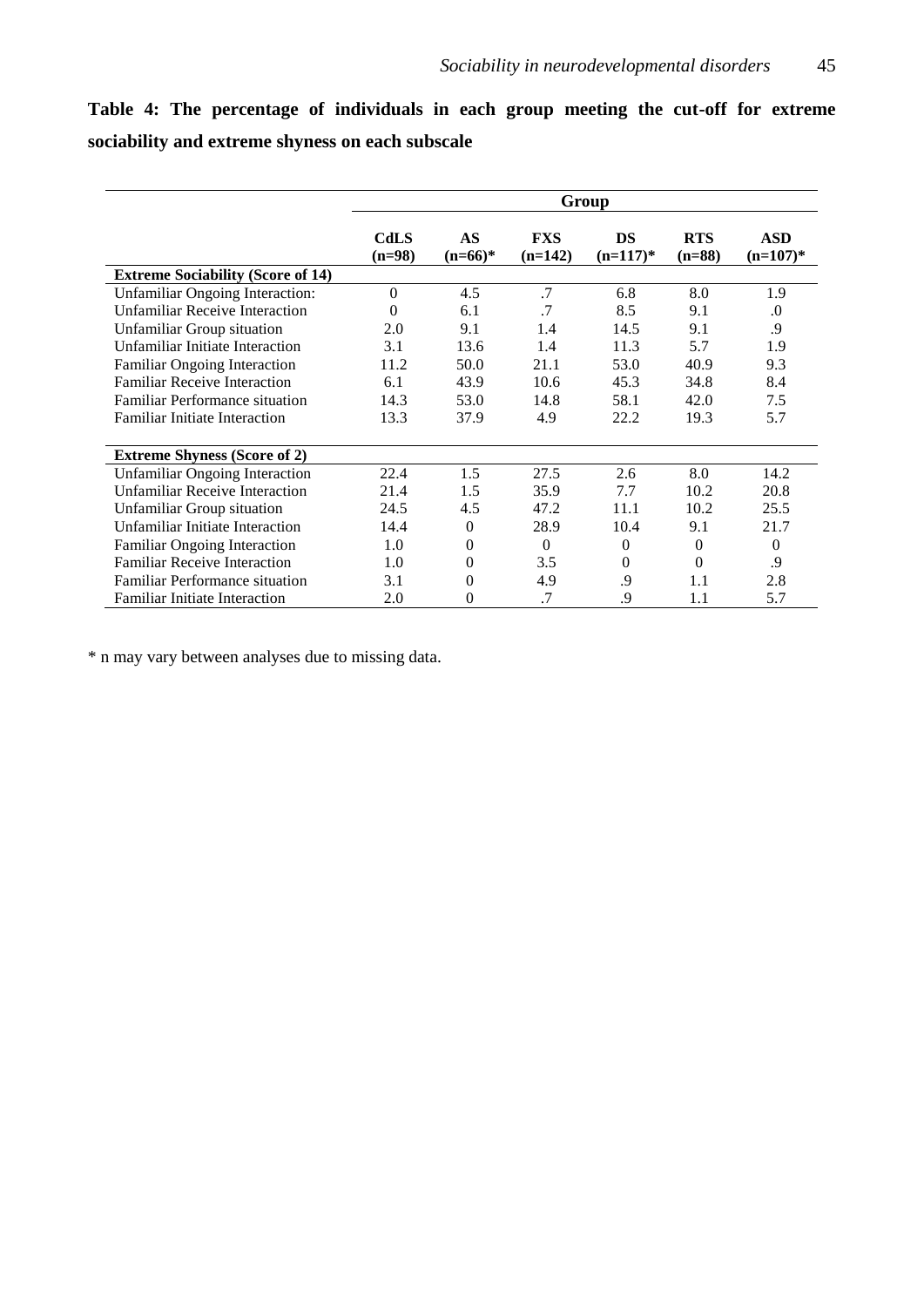**Table 4: The percentage of individuals in each group meeting the cut-off for extreme sociability and extreme shyness on each subscale**

| | Group | | | | | |
|---|---|---|---|---|---|---|
| | **CdLS (n=98)** | **AS (n=66)*** | **FXS (n=142)** | **DS (n=117)*** | **RTS (n=88)** | **ASD (n=107)*** |
| **Extreme Sociability (Score of 14)** | | | | | | |
| Unfamiliar Ongoing Interaction: | 0 | 4.5 | .7 | 6.8 | 8.0 | 1.9 |
| Unfamiliar Receive Interaction | 0 | 6.1 | .7 | 8.5 | 9.1 | .0 |
| Unfamiliar Group situation | 2.0 | 9.1 | 1.4 | 14.5 | 9.1 | .9 |
| Unfamiliar Initiate Interaction | 3.1 | 13.6 | 1.4 | 11.3 | 5.7 | 1.9 |
| Familiar Ongoing Interaction | 11.2 | 50.0 | 21.1 | 53.0 | 40.9 | 9.3 |
| Familiar Receive Interaction | 6.1 | 43.9 | 10.6 | 45.3 | 34.8 | 8.4 |
| Familiar Performance situation | 14.3 | 53.0 | 14.8 | 58.1 | 42.0 | 7.5 |
| Familiar Initiate Interaction | 13.3 | 37.9 | 4.9 | 22.2 | 19.3 | 5.7 |
| **Extreme Shyness (Score of 2)** | | | | | | |
| Unfamiliar Ongoing Interaction | 22.4 | 1.5 | 27.5 | 2.6 | 8.0 | 14.2 |
| Unfamiliar Receive Interaction | 21.4 | 1.5 | 35.9 | 7.7 | 10.2 | 20.8 |
| Unfamiliar Group situation | 24.5 | 4.5 | 47.2 | 11.1 | 10.2 | 25.5 |
| Unfamiliar Initiate Interaction | 14.4 | 0 | 28.9 | 10.4 | 9.1 | 21.7 |
| Familiar Ongoing Interaction | 1.0 | 0 | 0 | 0 | 0 | 0 |
| Familiar Receive Interaction | 1.0 | 0 | 3.5 | 0 | 0 | .9 |
| Familiar Performance situation | 3.1 | 0 | 4.9 | .9 | 1.1 | 2.8 |
| Familiar Initiate Interaction | 2.0 | 0 | .7 | .9 | 1.1 | 5.7 |

* n may vary between analyses due to missing data.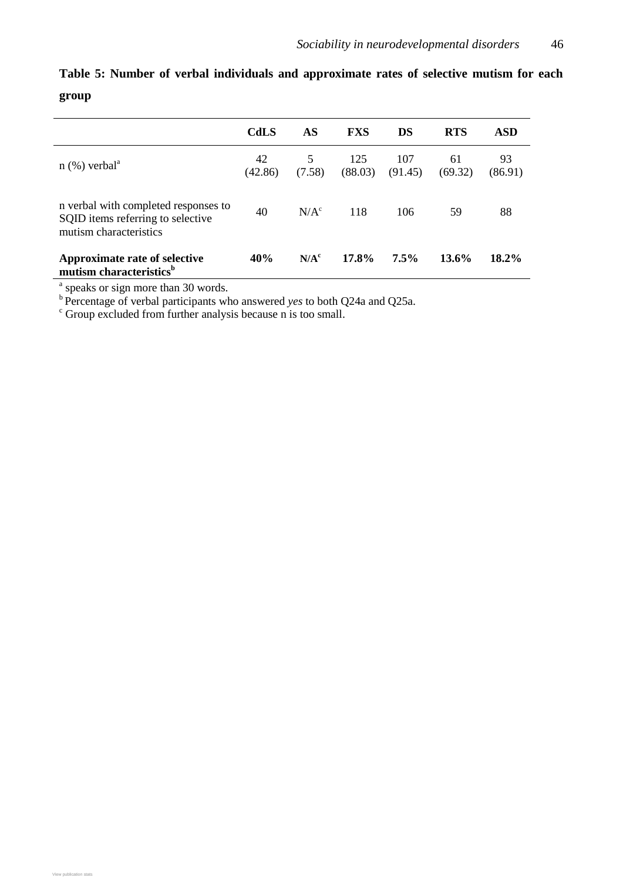**Table 5: Number of verbal individuals and approximate rates of selective mutism for each group**

| | CdLS | AS | FXS | DS | RTS | ASD |
|---|---|---|---|---|---|---|
| n (%) verbal[a] | 42 (42.86) | 5 (7.58) | 125 (88.03) | 107 (91.45) | 61 (69.32) | 93 (86.91) |
| n verbal with completed responses to SQID items referring to selective mutism characteristics | 40 | N/A[c] | 118 | 106 | 59 | 88 |
| **Approximate rate of selective mutism characteristics[b]** | **40%** | **N/A[c]** | **17.8%** | **7.5%** | **13.6%** | **18.2%** |

[a] speaks or sign more than 30 words.
[b] Percentage of verbal participants who answered *yes* to both Q24a and Q25a.
[c] Group excluded from further analysis because n is too small.